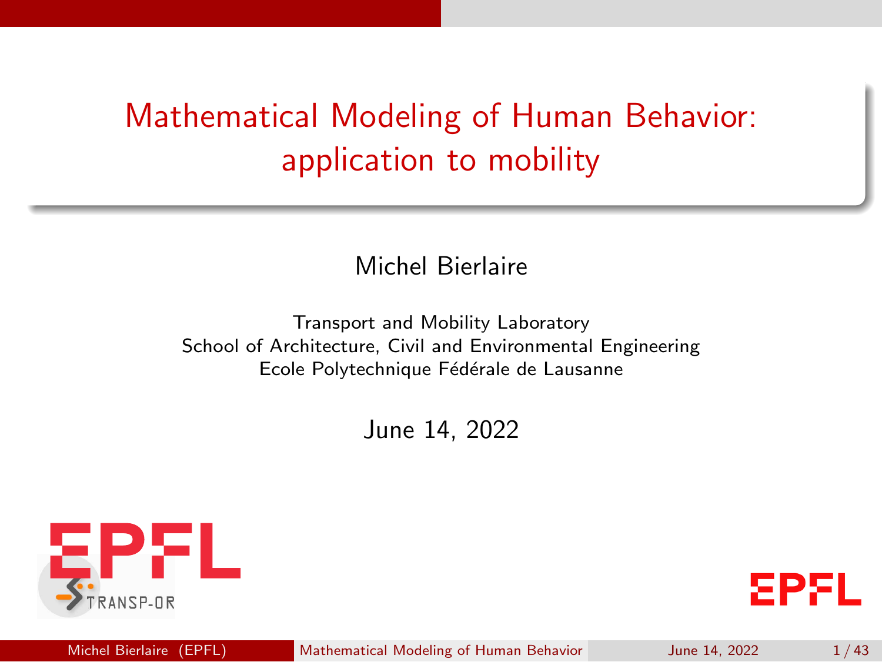# Mathematical Modeling of Human Behavior: application to mobility

Michel Bierlaire

Transport and Mobility Laboratory
School of Architecture, Civil and Environmental Engineering
Ecole Polytechnique Fédérale de Lausanne

June 14, 2022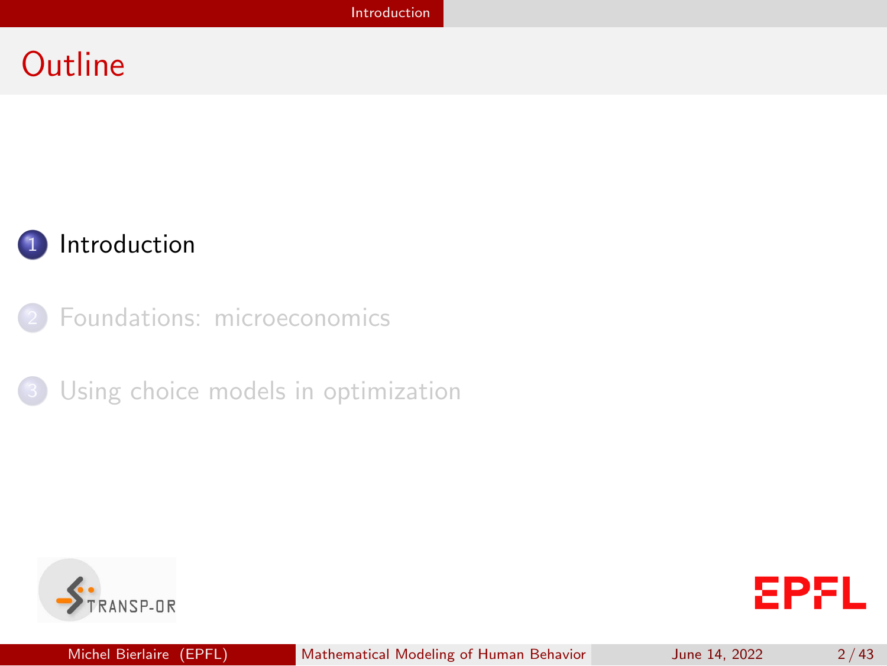# Outline

1. Introduction
2. Foundations: microeconomics
3. Using choice models in optimization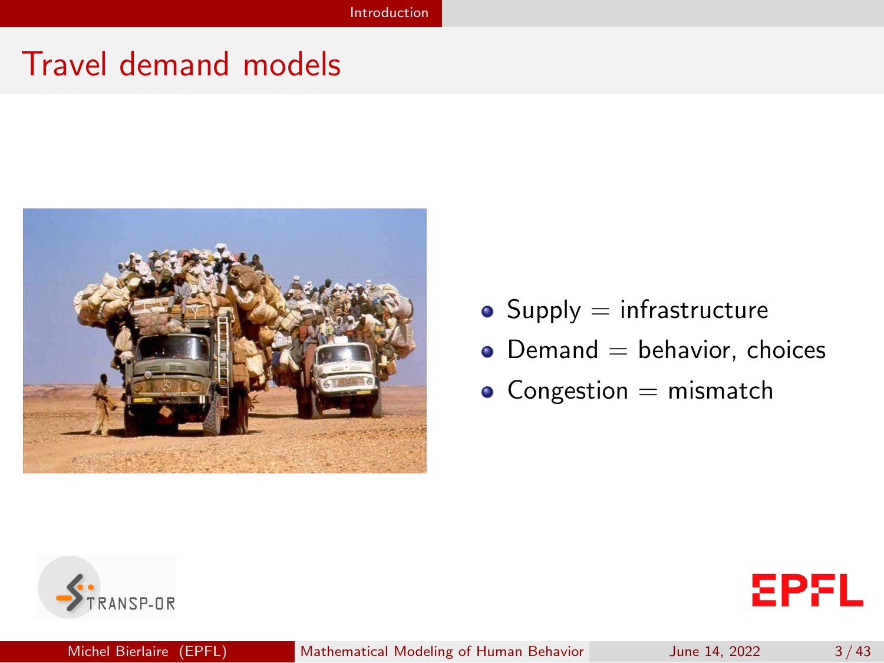# Travel demand models

- Supply = infrastructure
- Demand = behavior, choices
- Congestion = mismatch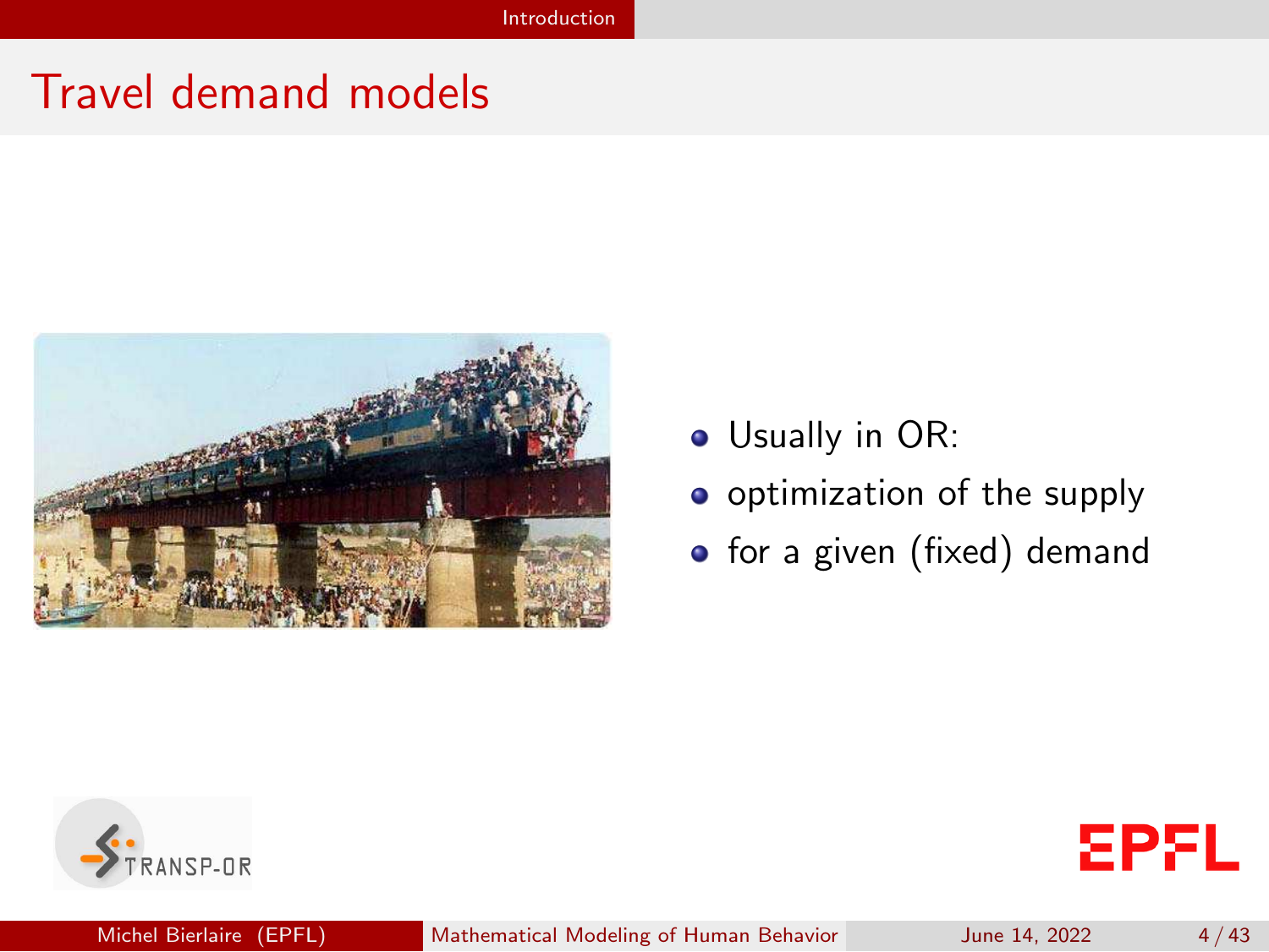# Travel demand models

- Usually in OR:
- optimization of the supply
- for a given (fixed) demand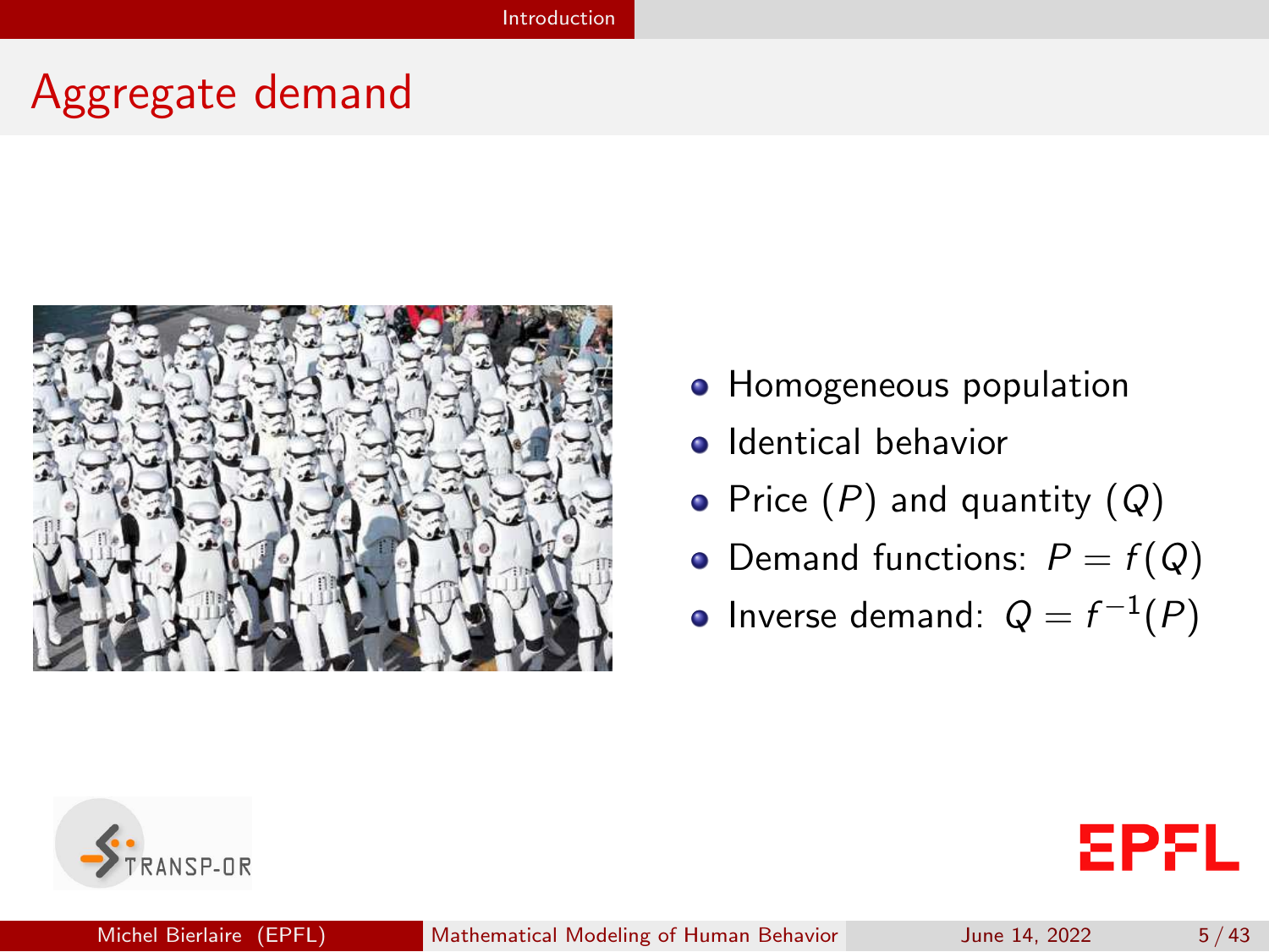# Aggregate demand

- Homogeneous population
- Identical behavior
- Price ($P$) and quantity ($Q$)
- Demand functions: $P = f(Q)$
- Inverse demand: $Q = f^{-1}(P)$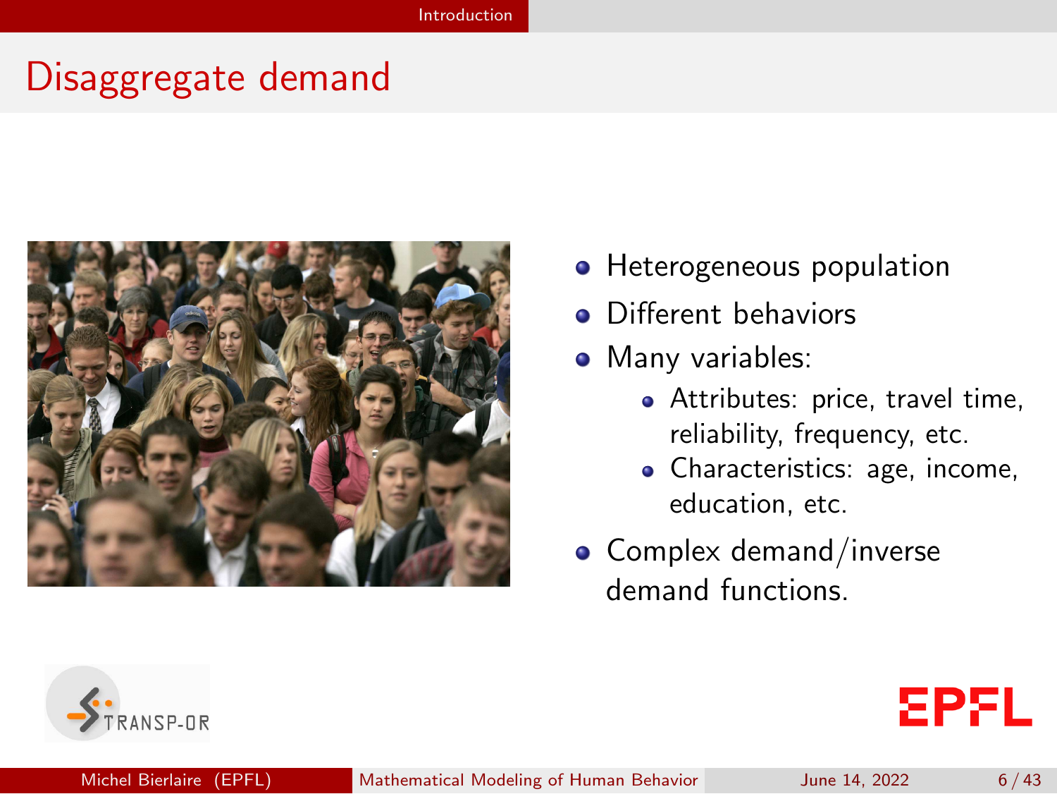# Disaggregate demand

- Heterogeneous population
- Different behaviors
- Many variables:
  - Attributes: price, travel time, reliability, frequency, etc.
  - Characteristics: age, income, education, etc.
- Complex demand/inverse demand functions.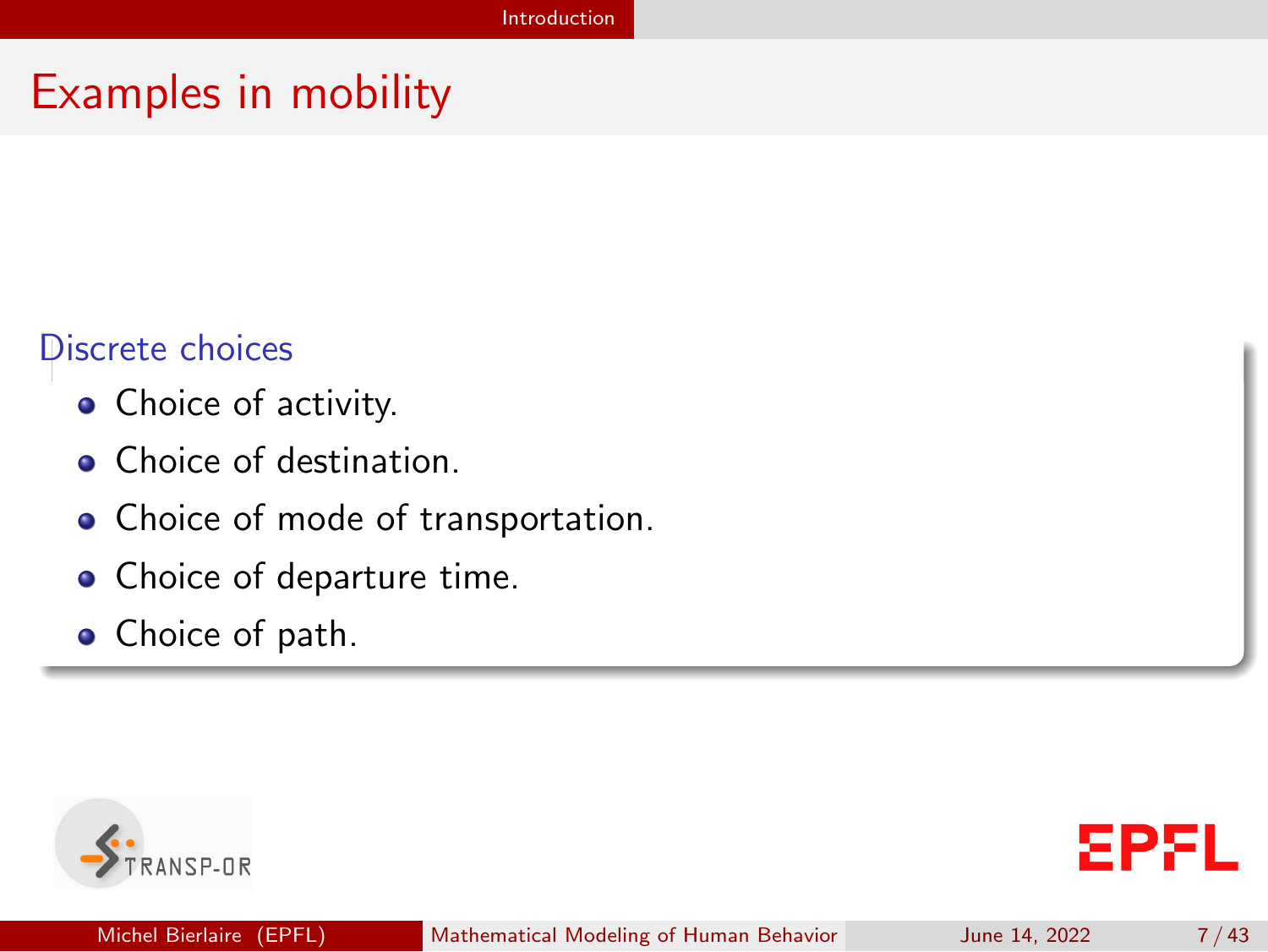# Examples in mobility

**Discrete choices**

- Choice of activity.
- Choice of destination.
- Choice of mode of transportation.
- Choice of departure time.
- Choice of path.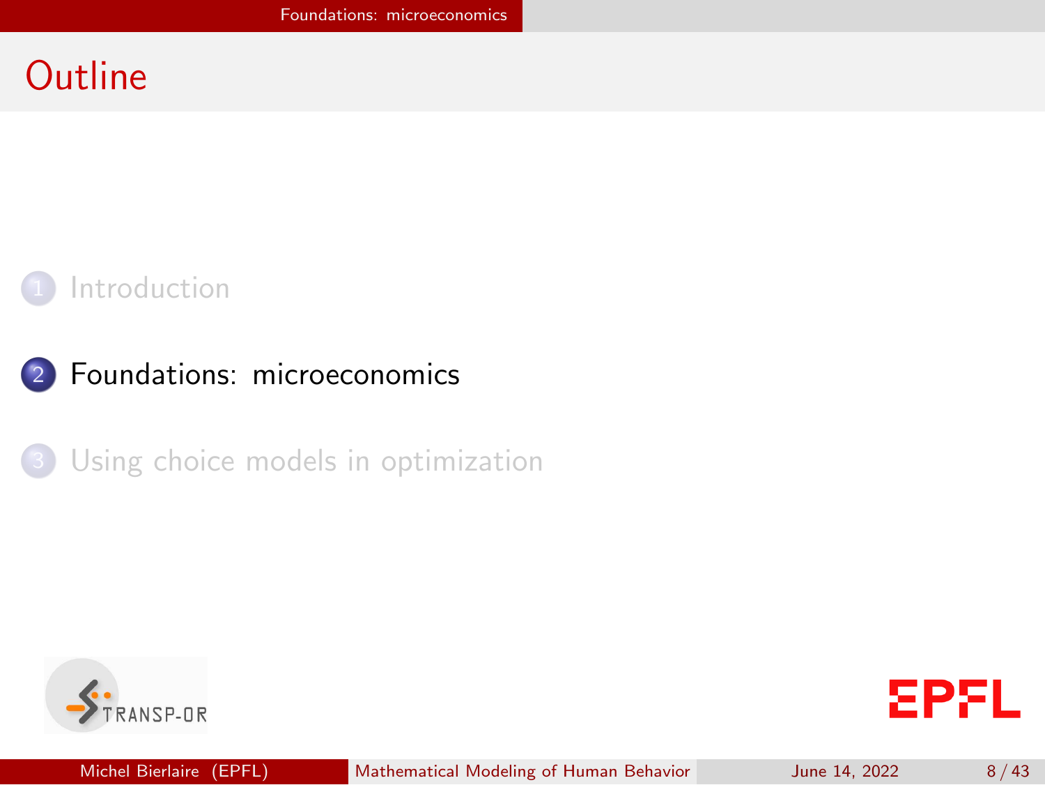# Outline

1. Introduction
2. Foundations: microeconomics
3. Using choice models in optimization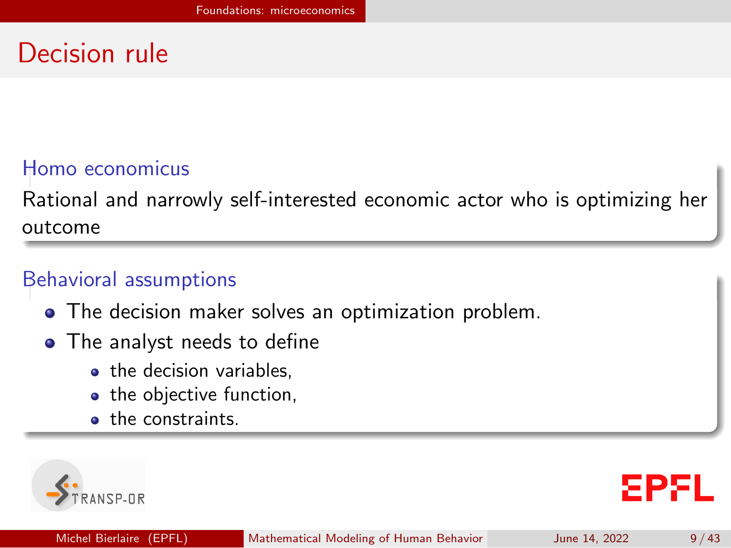# Decision rule

**Homo economicus**

Rational and narrowly self-interested economic actor who is optimizing her outcome

**Behavioral assumptions**

- The decision maker solves an optimization problem.
- The analyst needs to define
  - the decision variables,
  - the objective function,
  - the constraints.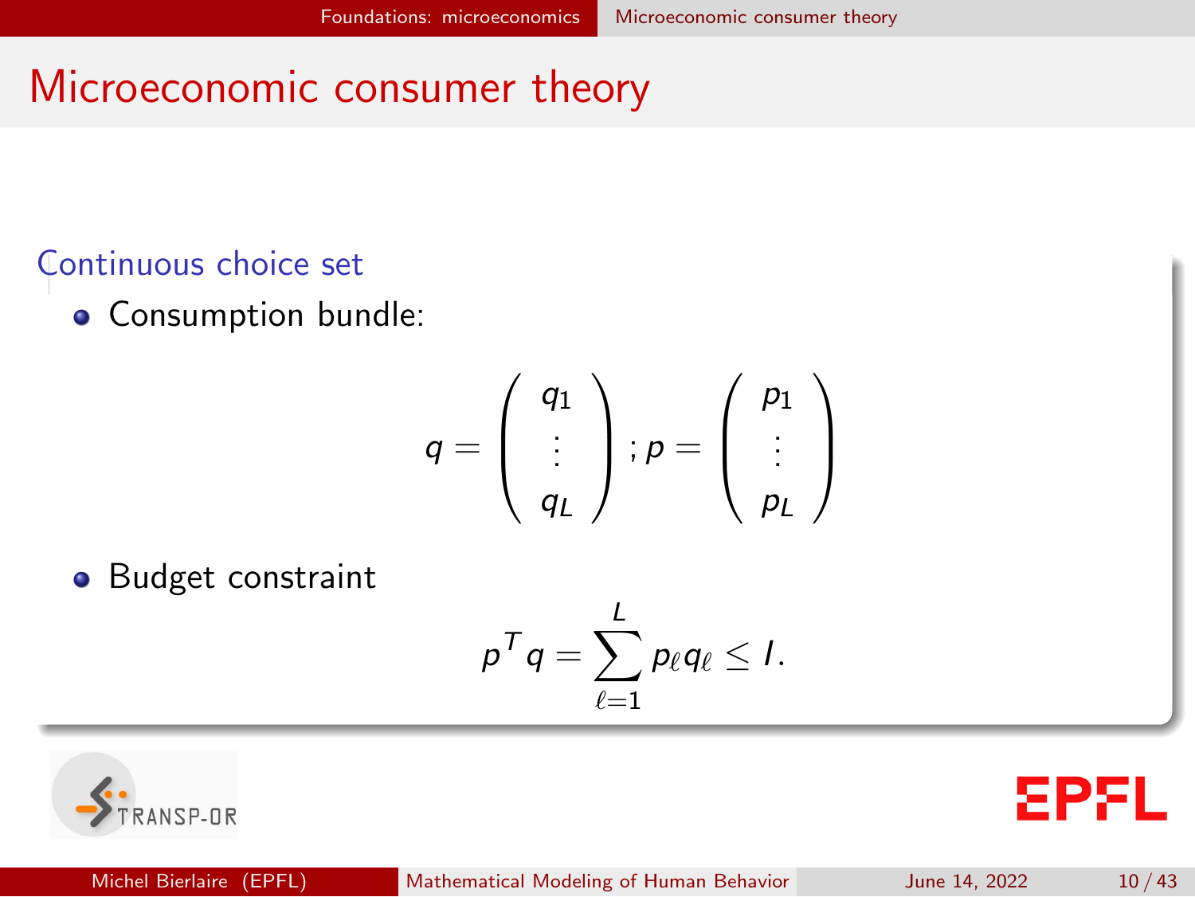# Microeconomic consumer theory

### Continuous choice set

- Consumption bundle:

$$
q = \begin{pmatrix} q_1 \\ \vdots \\ q_L \end{pmatrix} ; p = \begin{pmatrix} p_1 \\ \vdots \\ p_L \end{pmatrix}
$$

- Budget constraint

$$
p^T q = \sum_{\ell=1}^{L} p_\ell q_\ell \leq I.
$$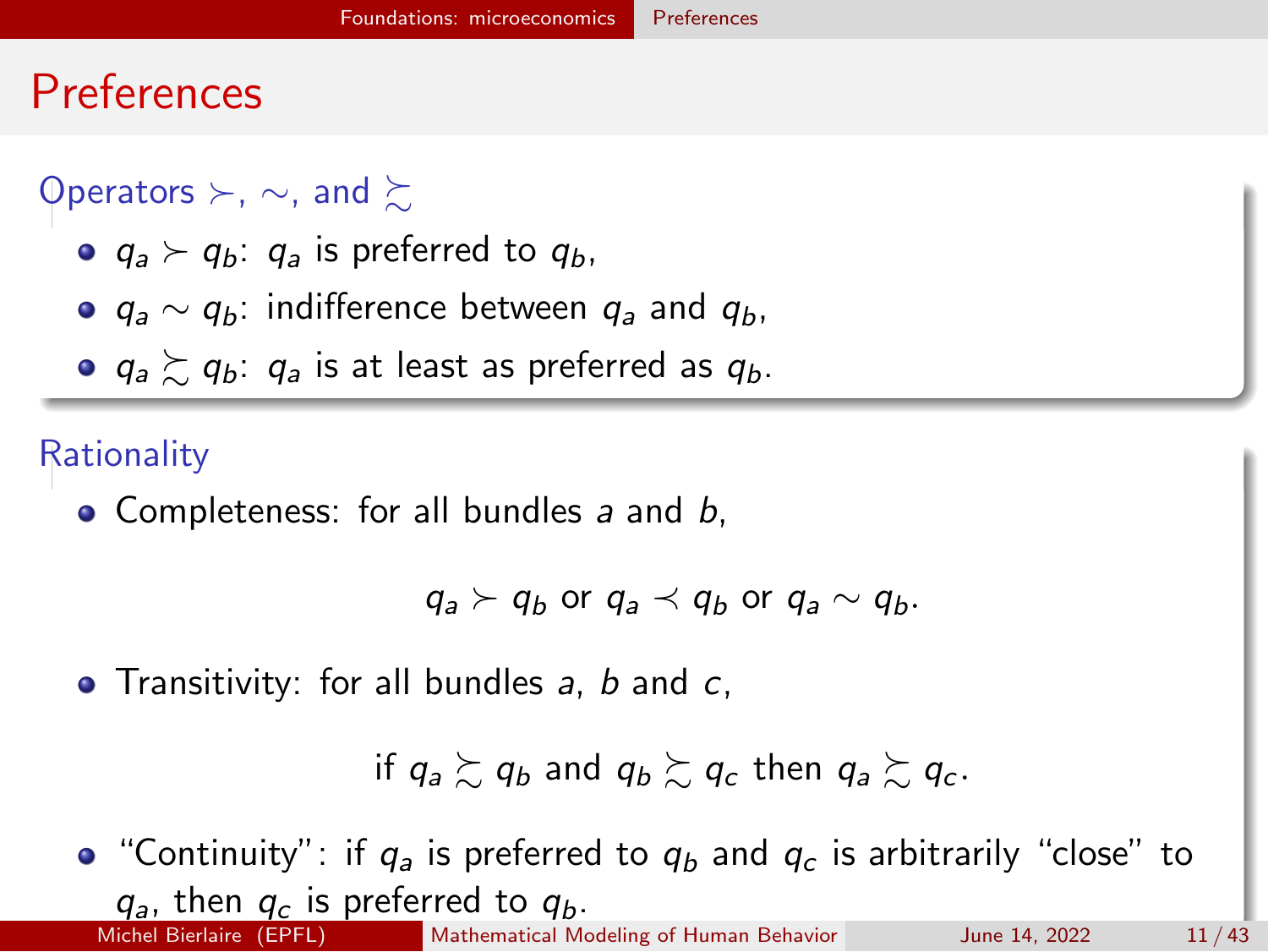# Preferences

### Operators $\succ$, $\sim$, and $\succsim$

- $q_a \succ q_b$: $q_a$ is preferred to $q_b$,
- $q_a \sim q_b$: indifference between $q_a$ and $q_b$,
- $q_a \succsim q_b$: $q_a$ is at least as preferred as $q_b$.

### Rationality

- Completeness: for all bundles $a$ and $b$,

$$q_a \succ q_b \text{ or } q_a \prec q_b \text{ or } q_a \sim q_b.$$

- Transitivity: for all bundles $a$, $b$ and $c$,

$$\text{if } q_a \succsim q_b \text{ and } q_b \succsim q_c \text{ then } q_a \succsim q_c.$$

- "Continuity": if $q_a$ is preferred to $q_b$ and $q_c$ is arbitrarily "close" to $q_a$, then $q_c$ is preferred to $q_b$.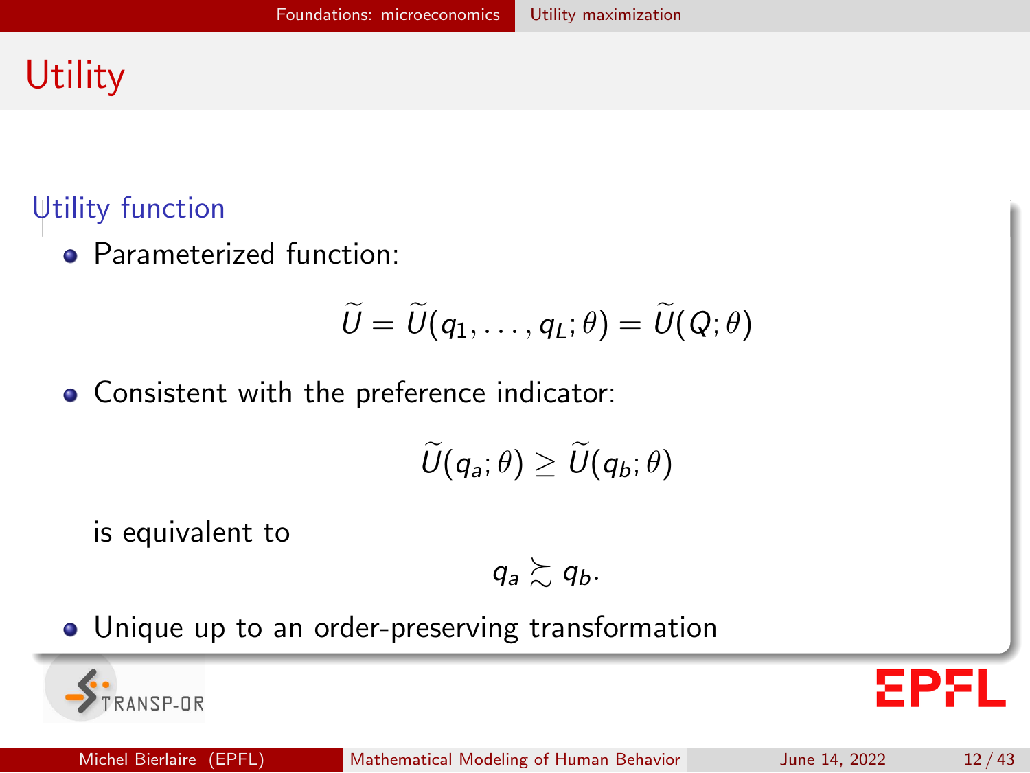# Utility

## Utility function

- Parameterized function:

$$\widetilde{U} = \widetilde{U}(q_1, \ldots, q_L; \theta) = \widetilde{U}(Q; \theta)$$

- Consistent with the preference indicator:

$$\widetilde{U}(q_a; \theta) \geq \widetilde{U}(q_b; \theta)$$

  is equivalent to

$$q_a \succsim q_b.$$

- Unique up to an order-preserving transformation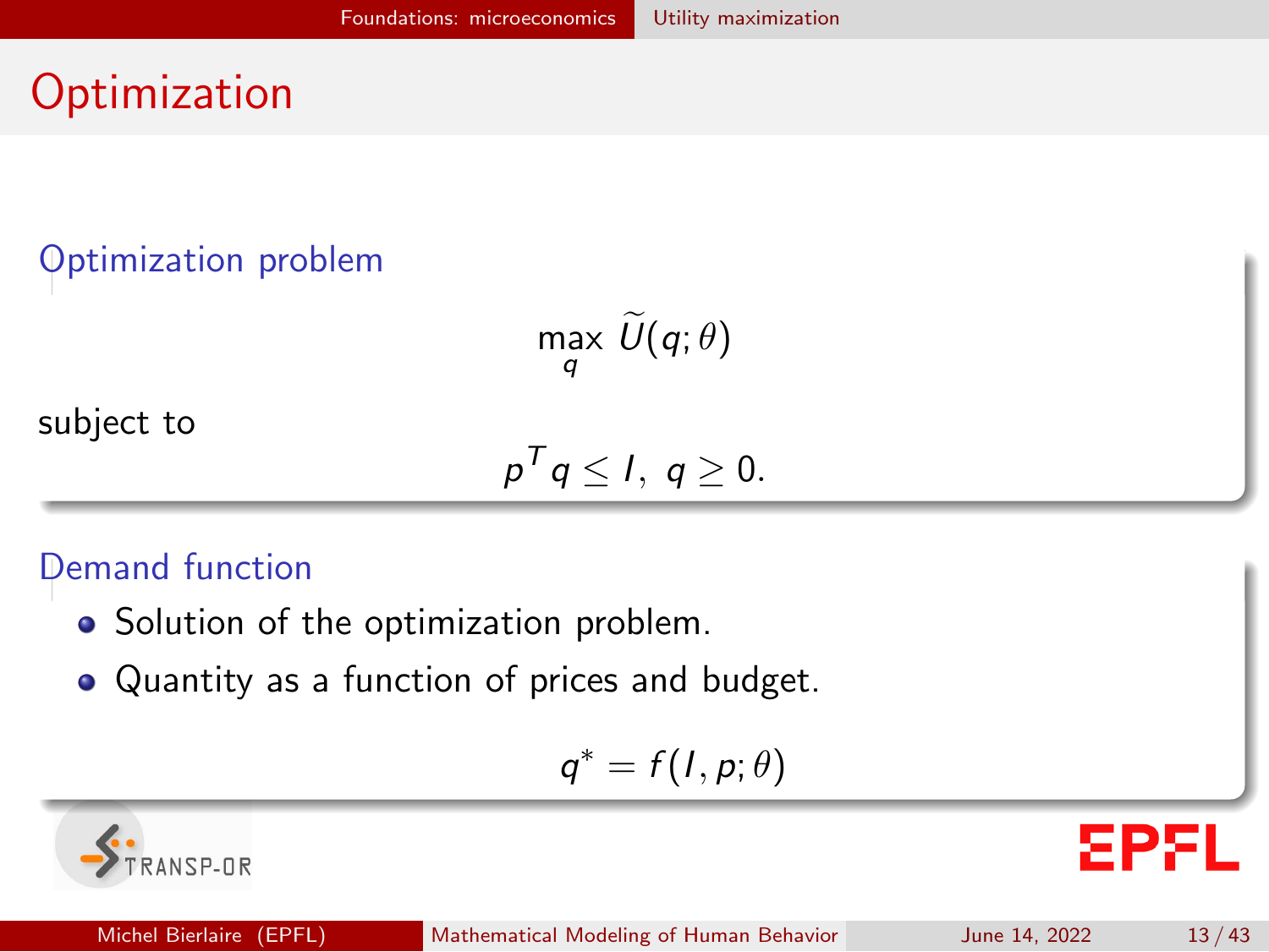# Optimization

### Optimization problem

$$\max_q \widetilde{U}(q;\theta)$$

subject to

$$p^T q \leq I, \; q \geq 0.$$

### Demand function

- Solution of the optimization problem.
- Quantity as a function of prices and budget.

$$q^* = f(I, p; \theta)$$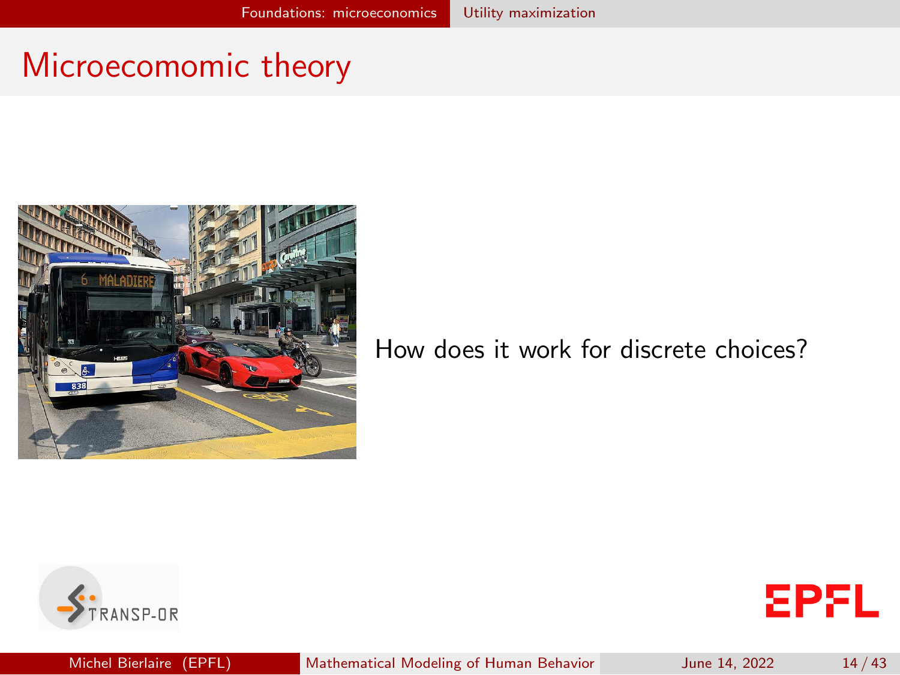# Microecomomic theory

How does it work for discrete choices?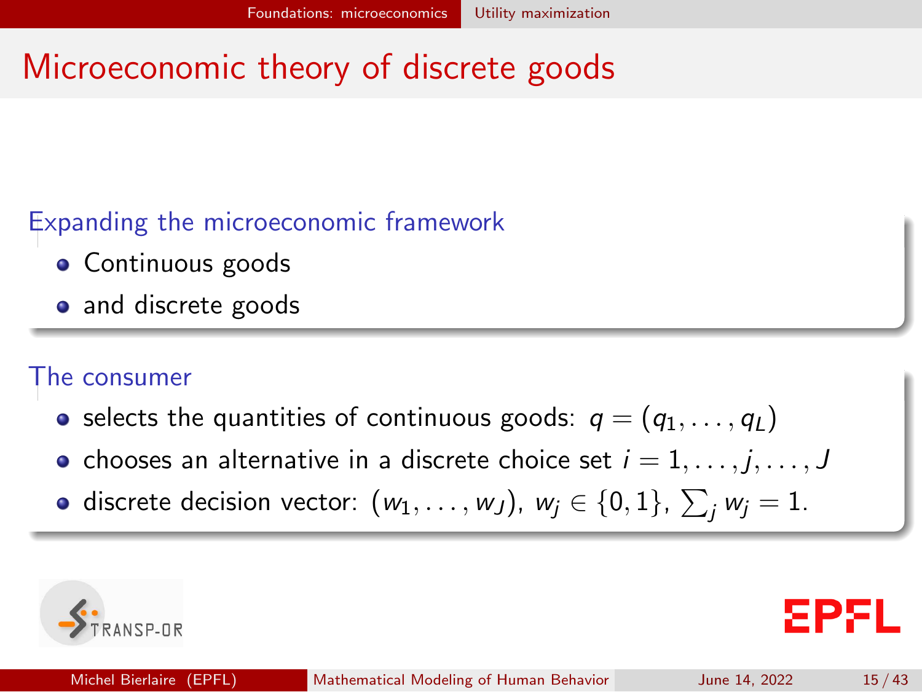# Microeconomic theory of discrete goods

## Expanding the microeconomic framework

- Continuous goods
- and discrete goods

## The consumer

- selects the quantities of continuous goods: $q = (q_1, \ldots, q_L)$
- chooses an alternative in a discrete choice set $i = 1, \ldots, j, \ldots, J$
- discrete decision vector: $(w_1, \ldots, w_J)$, $w_j \in \{0, 1\}$, $\sum_j w_j = 1$.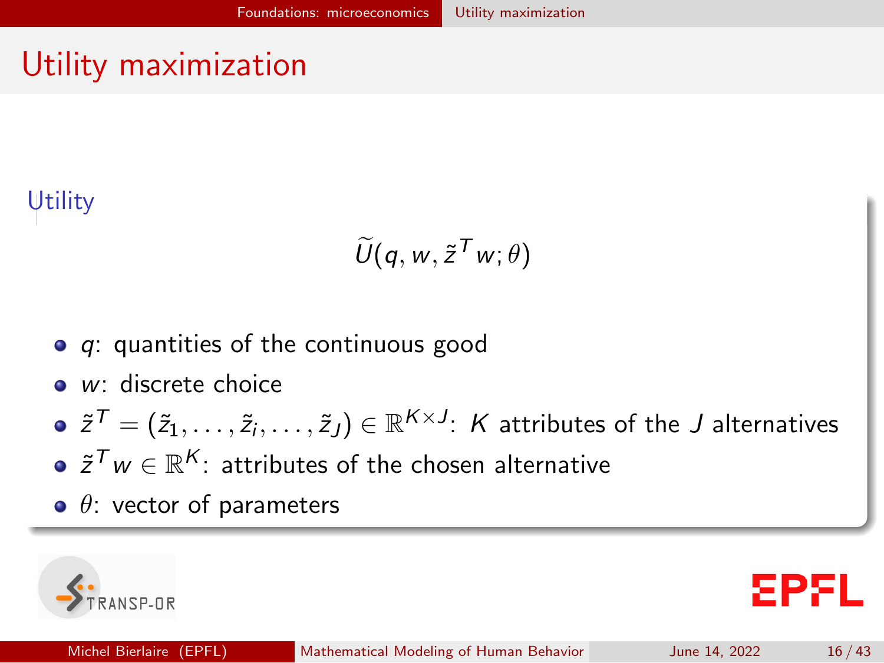# Utility maximization

### Utility

$$\widetilde{U}(q, w, \tilde{z}^T w; \theta)$$

- $q$: quantities of the continuous good
- $w$: discrete choice
- $\tilde{z}^T = (\tilde{z}_1, \ldots, \tilde{z}_i, \ldots, \tilde{z}_J) \in \mathbb{R}^{K \times J}$: $K$ attributes of the $J$ alternatives
- $\tilde{z}^T w \in \mathbb{R}^K$: attributes of the chosen alternative
- $\theta$: vector of parameters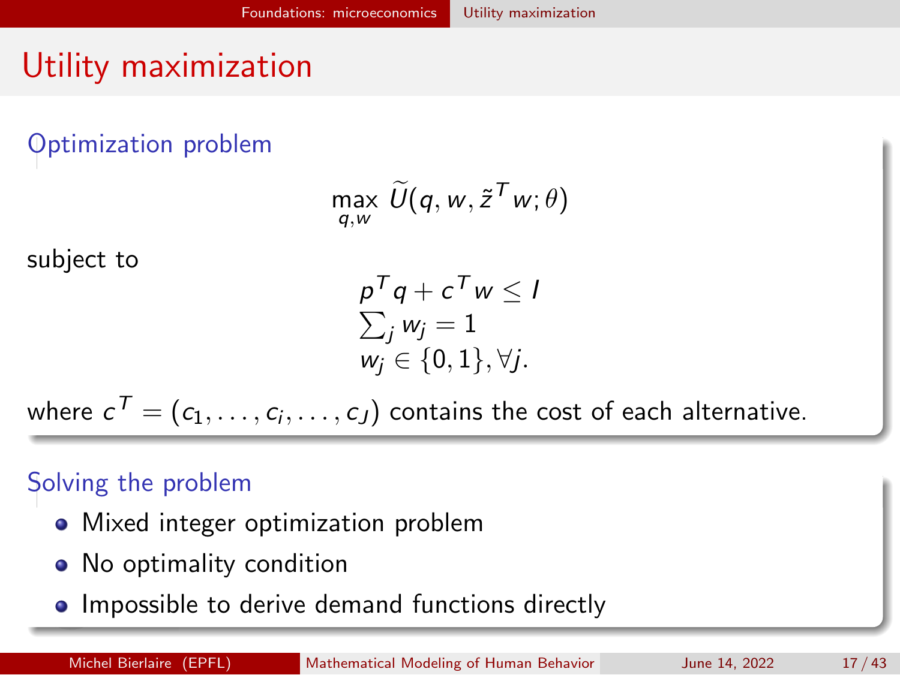# Utility maximization

## Optimization problem

$$\max_{q,w} \widetilde{U}(q, w, \tilde{z}^T w; \theta)$$

subject to

$$
\begin{aligned}
& p^T q + c^T w \leq I \\
& \textstyle\sum_j w_j = 1 \\
& w_j \in \{0, 1\}, \forall j.
\end{aligned}
$$

where $c^T = (c_1, \ldots, c_i, \ldots, c_J)$ contains the cost of each alternative.

## Solving the problem

- Mixed integer optimization problem
- No optimality condition
- Impossible to derive demand functions directly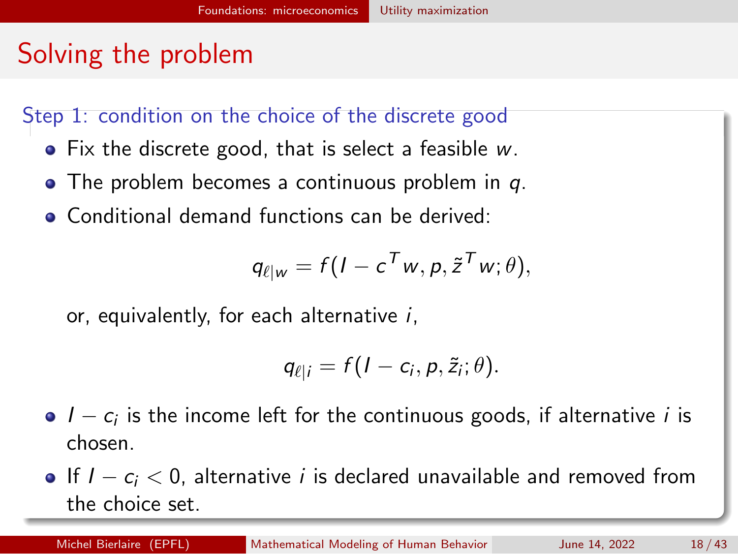# Solving the problem

### Step 1: condition on the choice of the discrete good

- Fix the discrete good, that is select a feasible $w$.
- The problem becomes a continuous problem in $q$.
- Conditional demand functions can be derived:

$$q_{\ell|w} = f(I - c^T w, p, \tilde{z}^T w; \theta),$$

or, equivalently, for each alternative $i$,

$$q_{\ell|i} = f(I - c_i, p, \tilde{z}_i; \theta).$$

- $I - c_i$ is the income left for the continuous goods, if alternative $i$ is chosen.
- If $I - c_i < 0$, alternative $i$ is declared unavailable and removed from the choice set.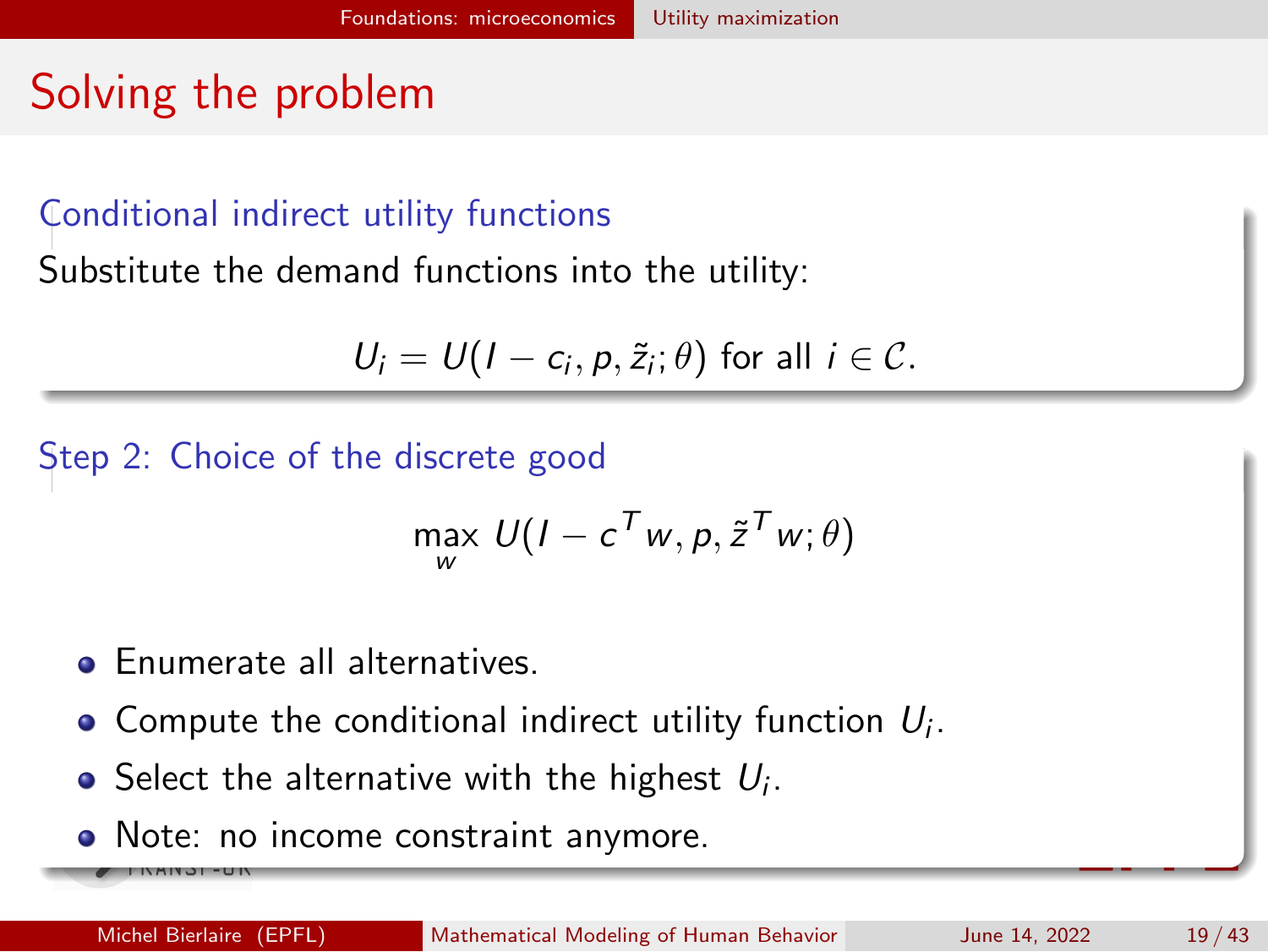# Solving the problem

### Conditional indirect utility functions

Substitute the demand functions into the utility:

$$U_i = U(I - c_i, p, \tilde{z}_i; \theta) \text{ for all } i \in \mathcal{C}.$$

### Step 2: Choice of the discrete good

$$\max_{w} \; U(I - c^T w, p, \tilde{z}^T w; \theta)$$

- Enumerate all alternatives.
- Compute the conditional indirect utility function $U_i$.
- Select the alternative with the highest $U_i$.
- Note: no income constraint anymore.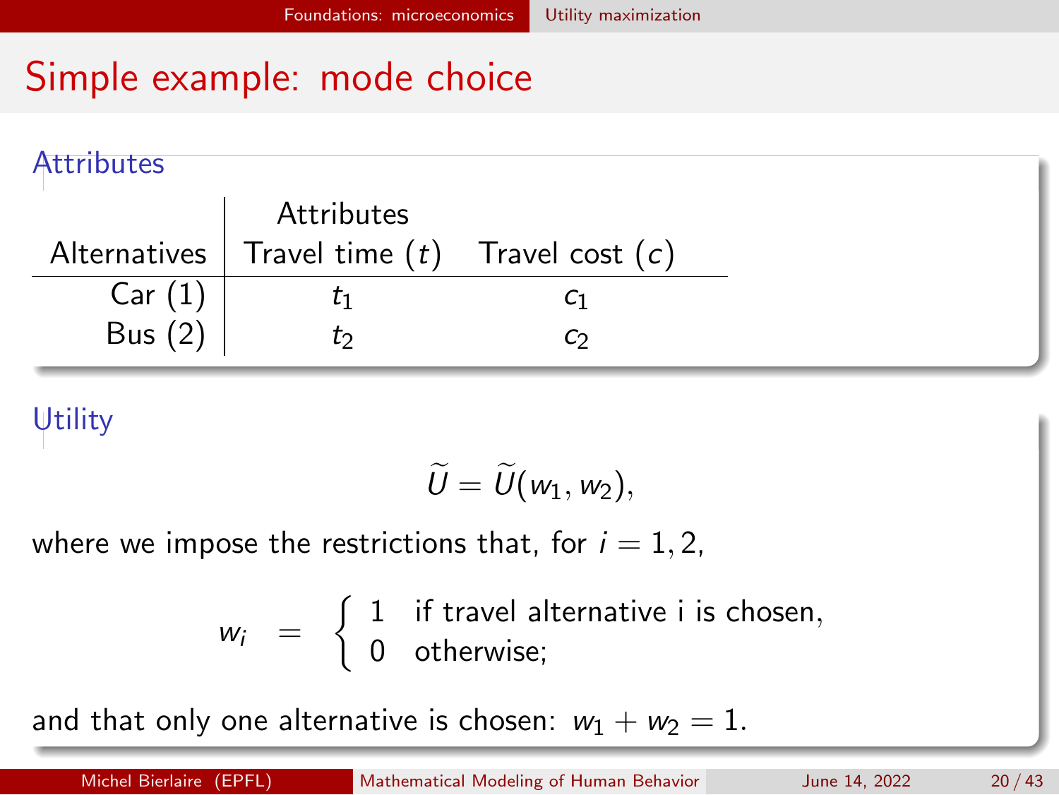# Simple example: mode choice

## Attributes

| | Attributes | |
|---|---|---|
| Alternatives | Travel time ($t$) | Travel cost ($c$) |
| Car (1) | $t_1$ | $c_1$ |
| Bus (2) | $t_2$ | $c_2$ |

## Utility

$$\widetilde{U} = \widetilde{U}(w_1, w_2),$$

where we impose the restrictions that, for $i = 1, 2$,

$$w_i = \begin{cases} 1 & \text{if travel alternative i is chosen,} \\ 0 & \text{otherwise;} \end{cases}$$

and that only one alternative is chosen: $w_1 + w_2 = 1$.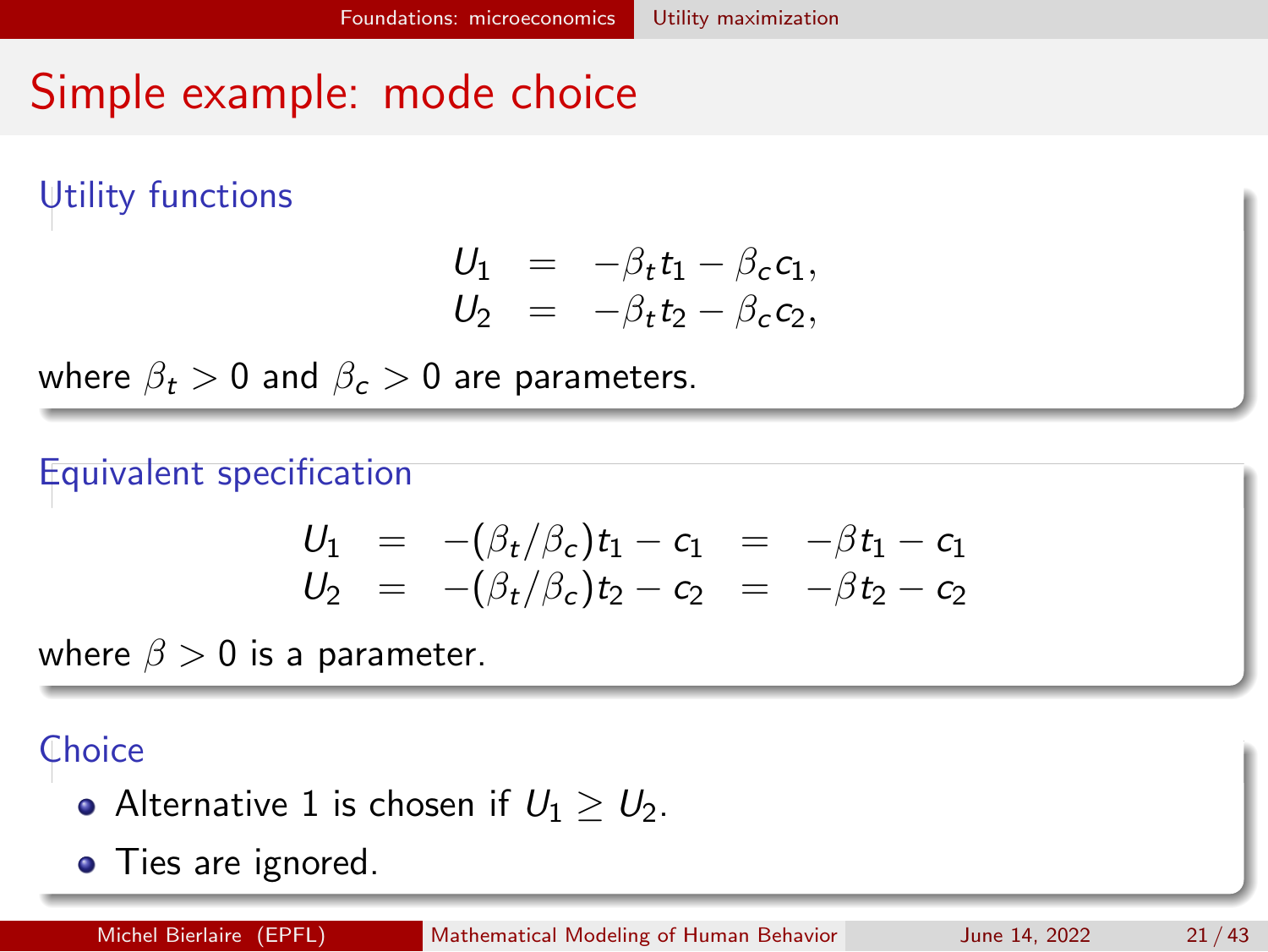# Simple example: mode choice

### Utility functions

$$
\begin{aligned}
U_1 &= -\beta_t t_1 - \beta_c c_1, \\
U_2 &= -\beta_t t_2 - \beta_c c_2,
\end{aligned}
$$

where $\beta_t > 0$ and $\beta_c > 0$ are parameters.

### Equivalent specification

$$
\begin{aligned}
U_1 &= -(\beta_t/\beta_c) t_1 - c_1 &= -\beta t_1 - c_1 \\
U_2 &= -(\beta_t/\beta_c) t_2 - c_2 &= -\beta t_2 - c_2
\end{aligned}
$$

where $\beta > 0$ is a parameter.

### Choice

- Alternative 1 is chosen if $U_1 \geq U_2$.
- Ties are ignored.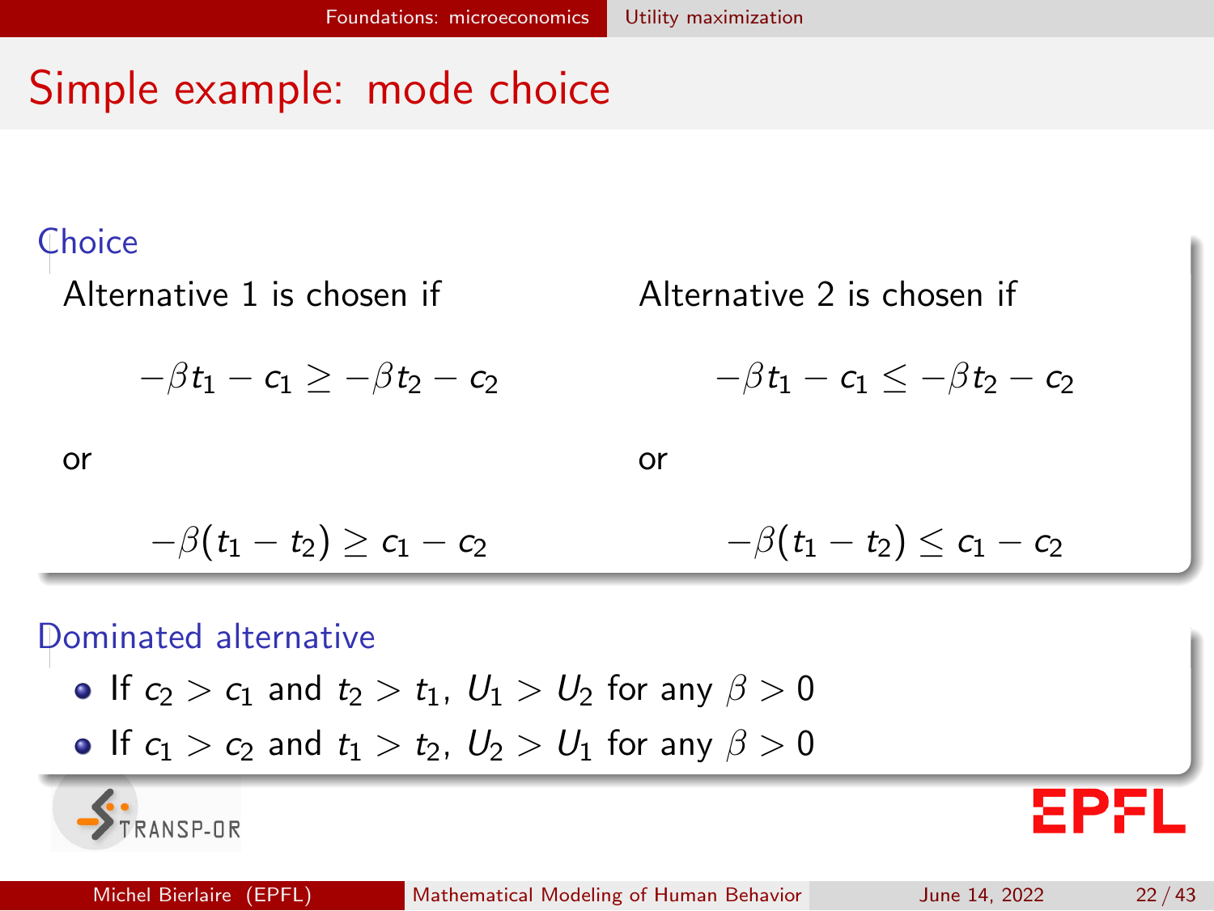# Simple example: mode choice

## Choice

Alternative 1 is chosen if

$$-\beta t_1 - c_1 \geq -\beta t_2 - c_2$$

or

$$-\beta(t_1 - t_2) \geq c_1 - c_2$$

Alternative 2 is chosen if

$$-\beta t_1 - c_1 \leq -\beta t_2 - c_2$$

or

$$-\beta(t_1 - t_2) \leq c_1 - c_2$$

## Dominated alternative

- If $c_2 > c_1$ and $t_2 > t_1$, $U_1 > U_2$ for any $\beta > 0$
- If $c_1 > c_2$ and $t_1 > t_2$, $U_2 > U_1$ for any $\beta > 0$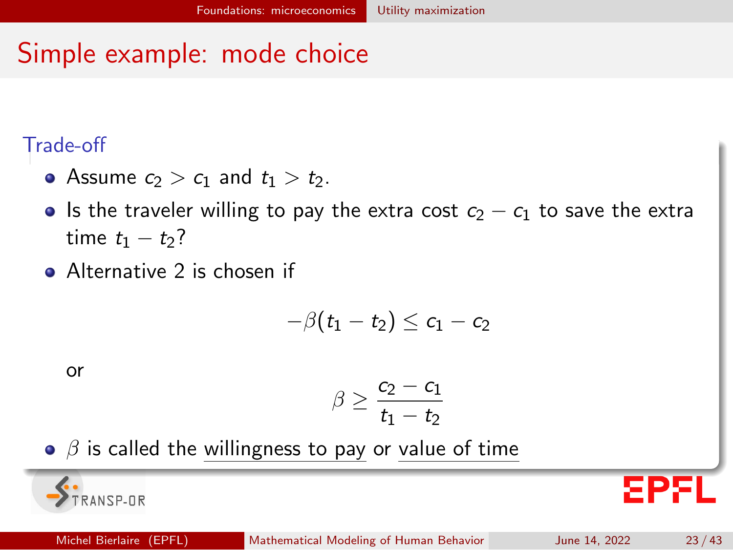# Simple example: mode choice

### Trade-off

- Assume $c_2 > c_1$ and $t_1 > t_2$.
- Is the traveler willing to pay the extra cost $c_2 - c_1$ to save the extra time $t_1 - t_2$?
- Alternative 2 is chosen if

$$-\beta(t_1 - t_2) \leq c_1 - c_2$$

or

$$\beta \geq \frac{c_2 - c_1}{t_1 - t_2}$$

- $\beta$ is called the willingness to pay or value of time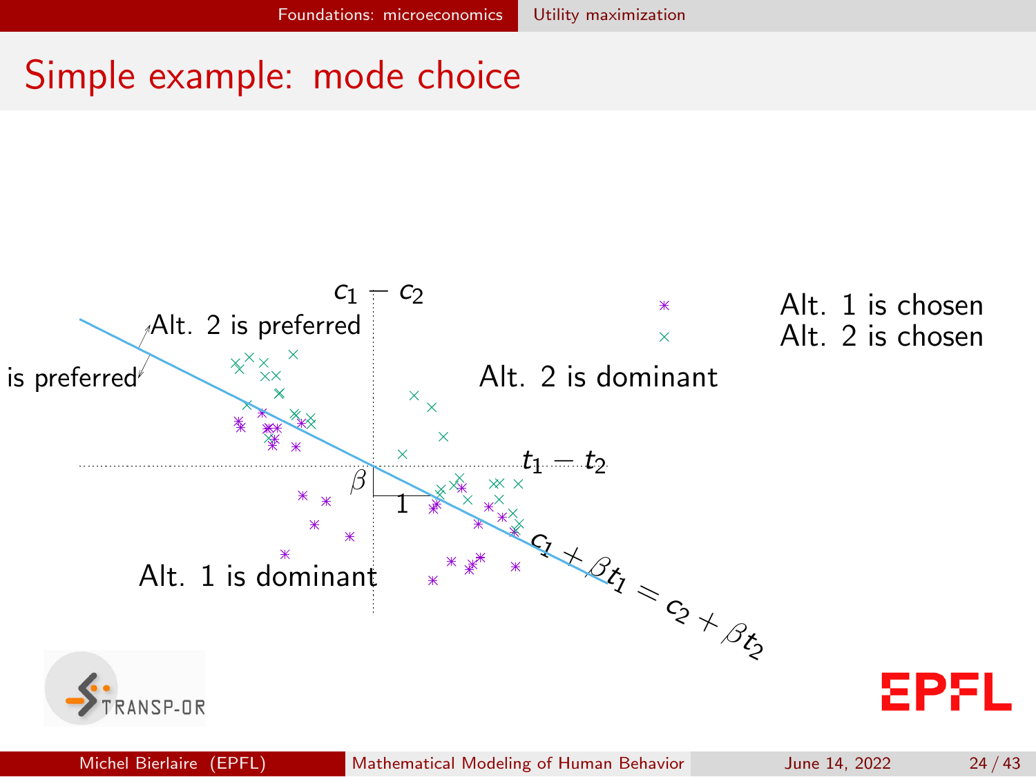# Simple example: mode choice

$c_1 - c_2$

$t_1 - t_2$

Alt. 2 is preferred

is preferred

Alt. 2 is dominant

Alt. 1 is dominant

$\beta$

1

$c_1 + \beta t_1 = c_2 + \beta t_2$

* Alt. 1 is chosen

× Alt. 2 is chosen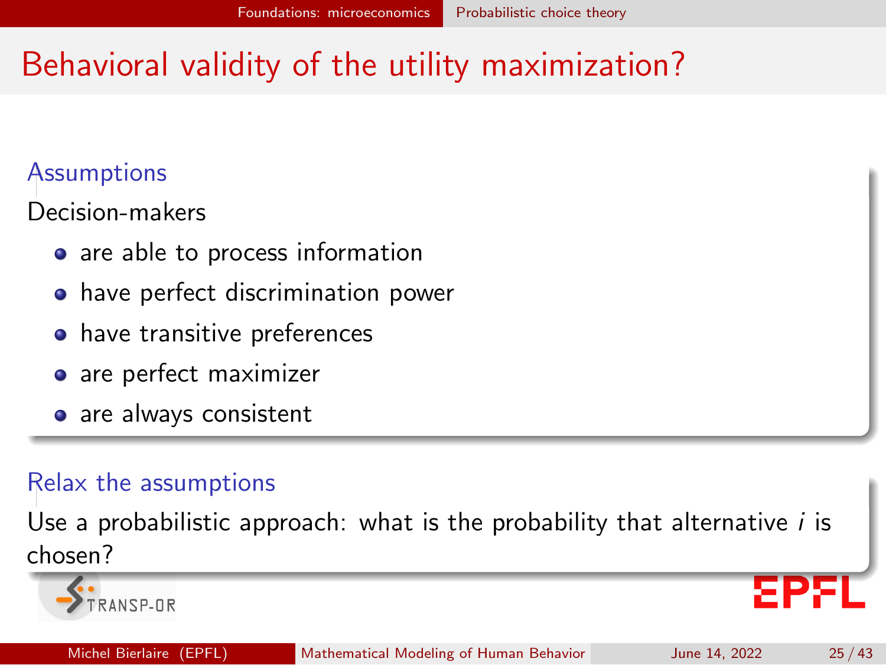# Behavioral validity of the utility maximization?

### Assumptions

Decision-makers

- are able to process information
- have perfect discrimination power
- have transitive preferences
- are perfect maximizer
- are always consistent

### Relax the assumptions

Use a probabilistic approach: what is the probability that alternative $i$ is chosen?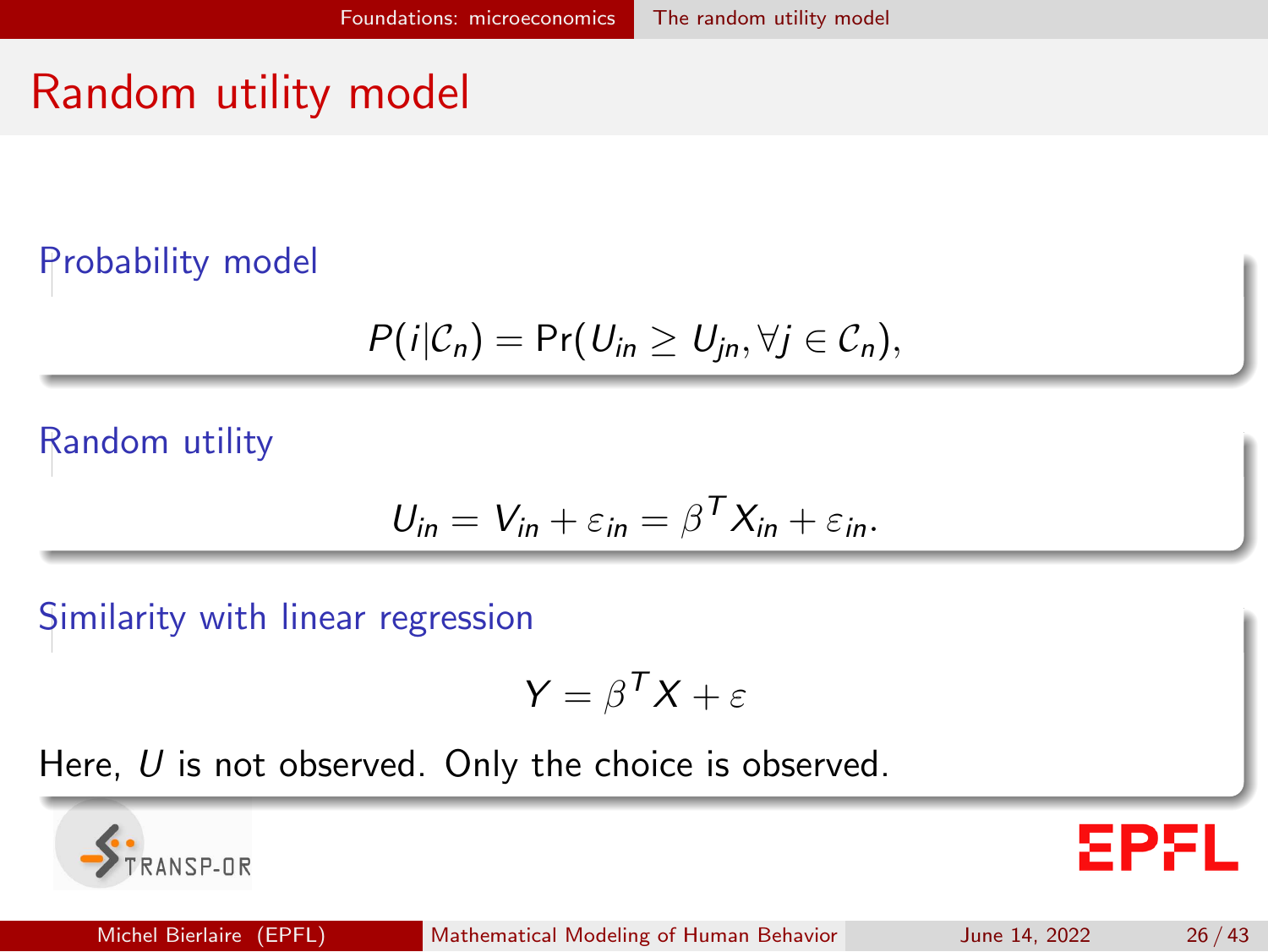# Random utility model

### Probability model

$$P(i|\mathcal{C}_n) = \Pr(U_{in} \geq U_{jn}, \forall j \in \mathcal{C}_n),$$

### Random utility

$$U_{in} = V_{in} + \varepsilon_{in} = \beta^T X_{in} + \varepsilon_{in}.$$

### Similarity with linear regression

$$Y = \beta^T X + \varepsilon$$

Here, $U$ is not observed. Only the choice is observed.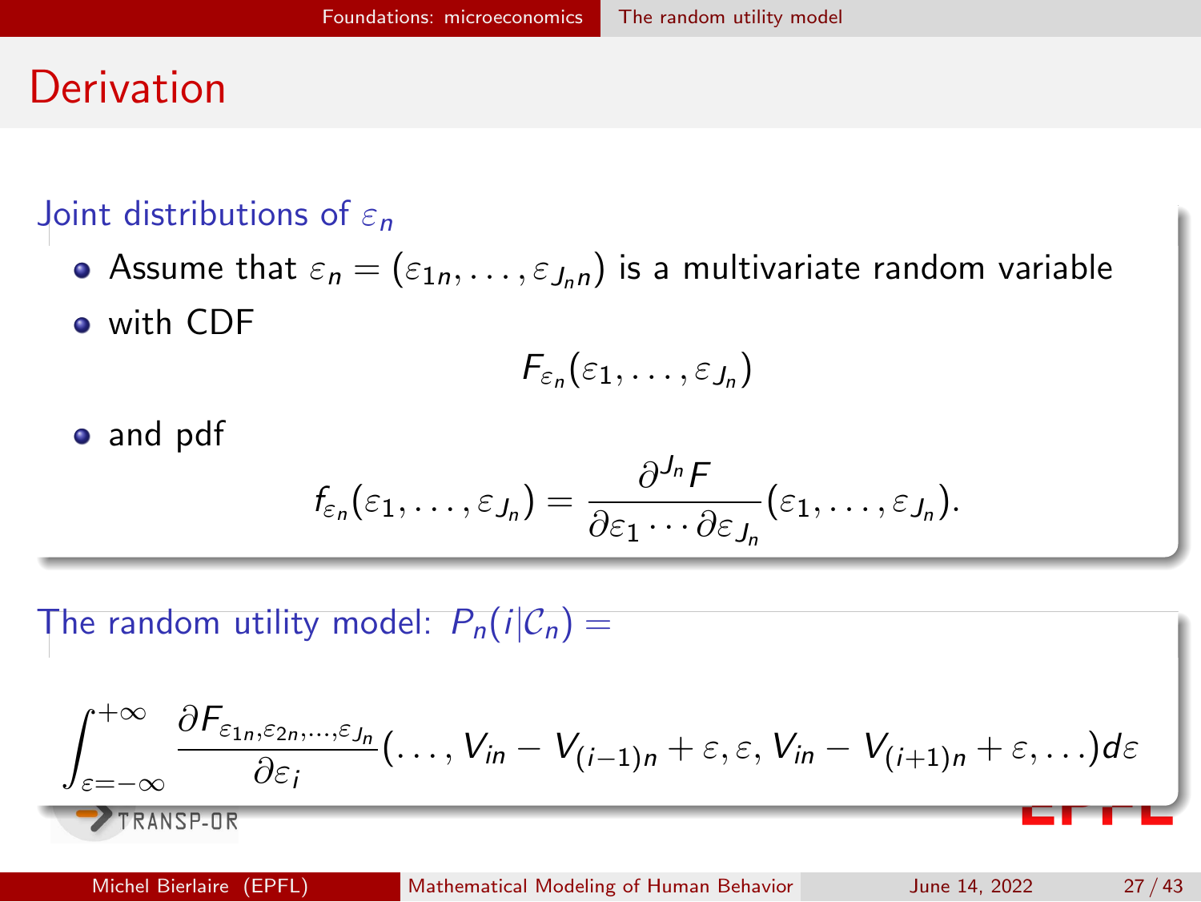# Derivation

## Joint distributions of $\varepsilon_n$

- Assume that $\varepsilon_n = (\varepsilon_{1n}, \ldots, \varepsilon_{J_n n})$ is a multivariate random variable
- with CDF

$$F_{\varepsilon_n}(\varepsilon_1, \ldots, \varepsilon_{J_n})$$

- and pdf

$$f_{\varepsilon_n}(\varepsilon_1, \ldots, \varepsilon_{J_n}) = \frac{\partial^{J_n} F}{\partial \varepsilon_1 \cdots \partial \varepsilon_{J_n}}(\varepsilon_1, \ldots, \varepsilon_{J_n}).$$

## The random utility model: $P_n(i|\mathcal{C}_n) =$

$$\int_{\varepsilon=-\infty}^{+\infty} \frac{\partial F_{\varepsilon_{1n}, \varepsilon_{2n}, \ldots, \varepsilon_{J_n}}}{\partial \varepsilon_i}(\ldots, V_{in} - V_{(i-1)n} + \varepsilon, \varepsilon, V_{in} - V_{(i+1)n} + \varepsilon, \ldots) d\varepsilon$$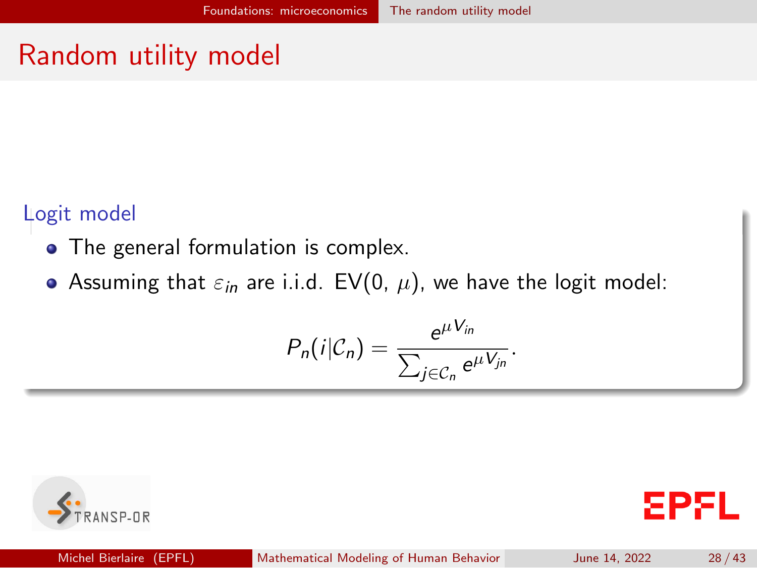# Random utility model

## Logit model

- The general formulation is complex.
- Assuming that $\varepsilon_{in}$ are i.i.d. EV(0, $\mu$), we have the logit model:

$$P_n(i|\mathcal{C}_n) = \frac{e^{\mu V_{in}}}{\sum_{j \in \mathcal{C}_n} e^{\mu V_{jn}}}.$$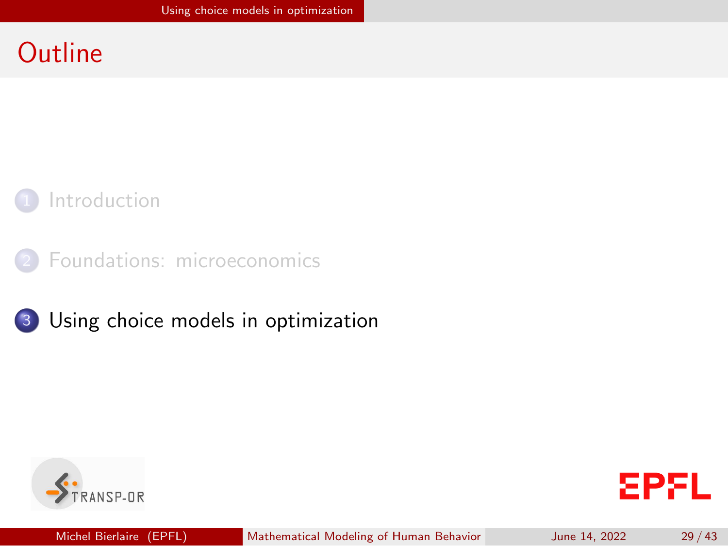# Outline

1. Introduction
2. Foundations: microeconomics
3. Using choice models in optimization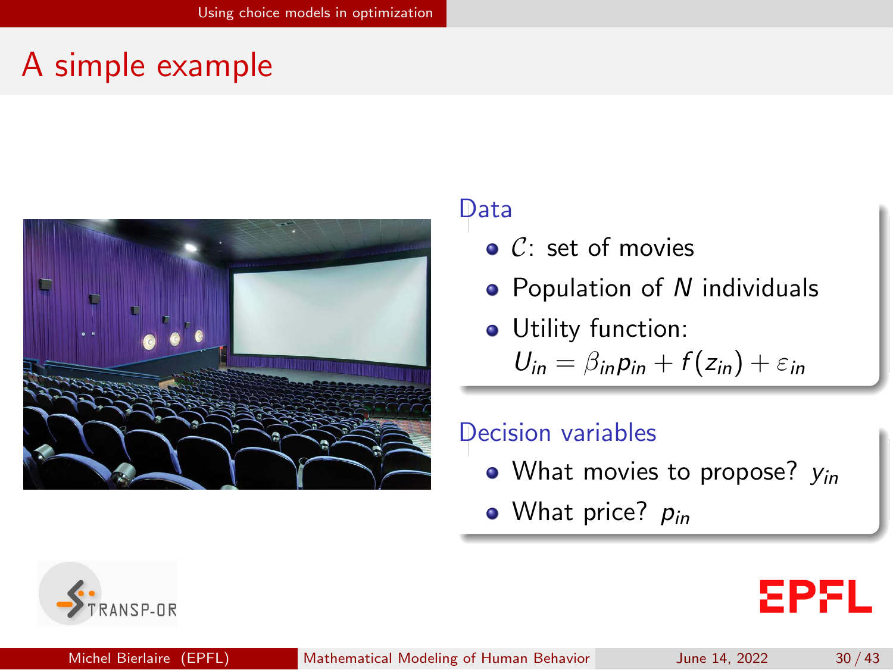# A simple example

## Data

- $\mathcal{C}$: set of movies
- Population of $N$ individuals
- Utility function:

  $U_{in} = \beta_{in} p_{in} + f(z_{in}) + \varepsilon_{in}$

## Decision variables

- What movies to propose? $y_{in}$
- What price? $p_{in}$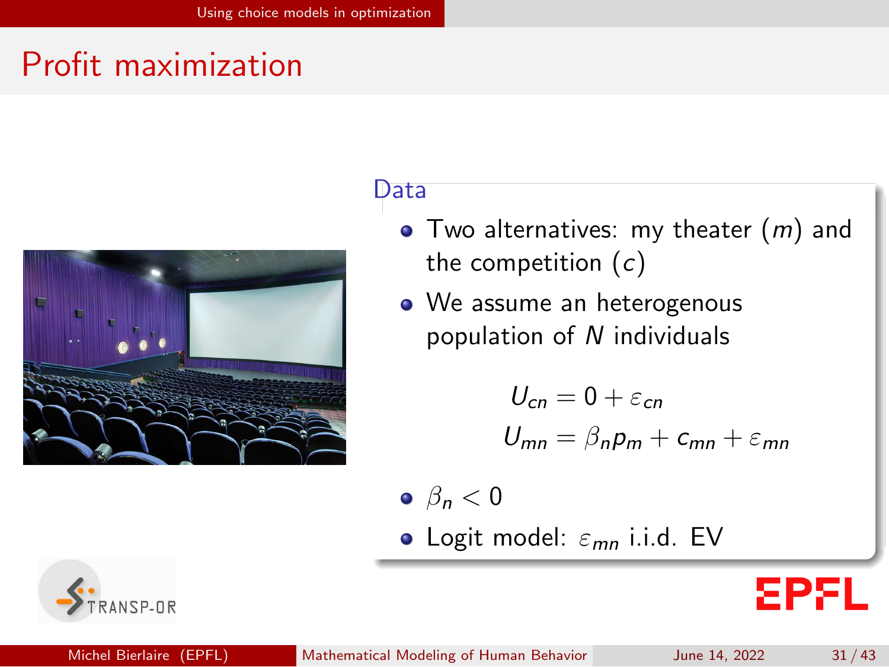# Profit maximization

### Data

- Two alternatives: my theater ($m$) and the competition ($c$)
- We assume an heterogenous population of $N$ individuals

$$U_{cn} = 0 + \varepsilon_{cn}$$
$$U_{mn} = \beta_n p_m + c_{mn} + \varepsilon_{mn}$$

- $\beta_n < 0$
- Logit model: $\varepsilon_{mn}$ i.i.d. EV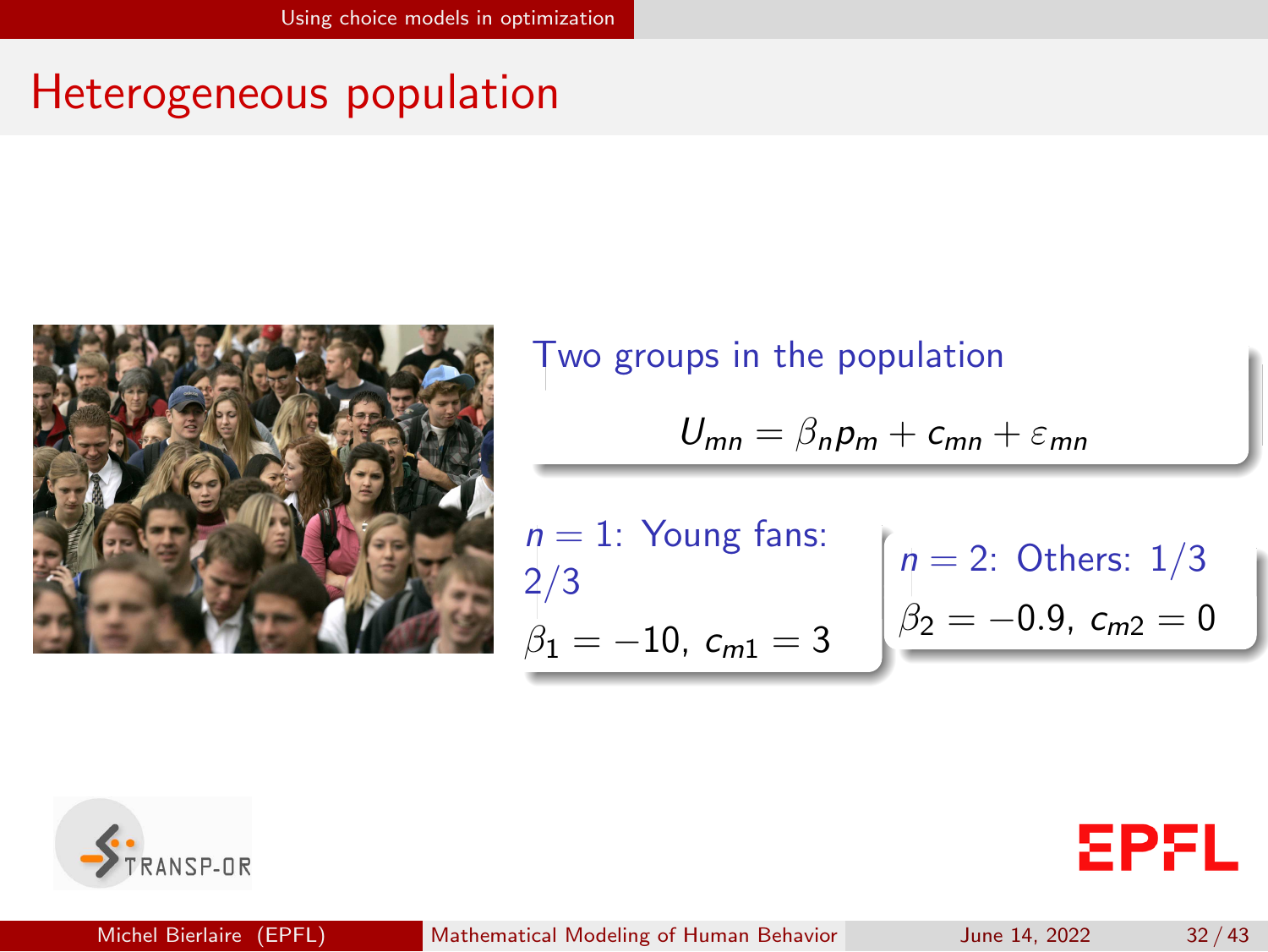# Heterogeneous population

Two groups in the population

$$U_{mn} = \beta_n p_m + c_{mn} + \varepsilon_{mn}$$

$n = 1$: Young fans: 2/3

$\beta_1 = -10$, $c_{m1} = 3$

$n = 2$: Others: 1/3

$\beta_2 = -0.9$, $c_{m2} = 0$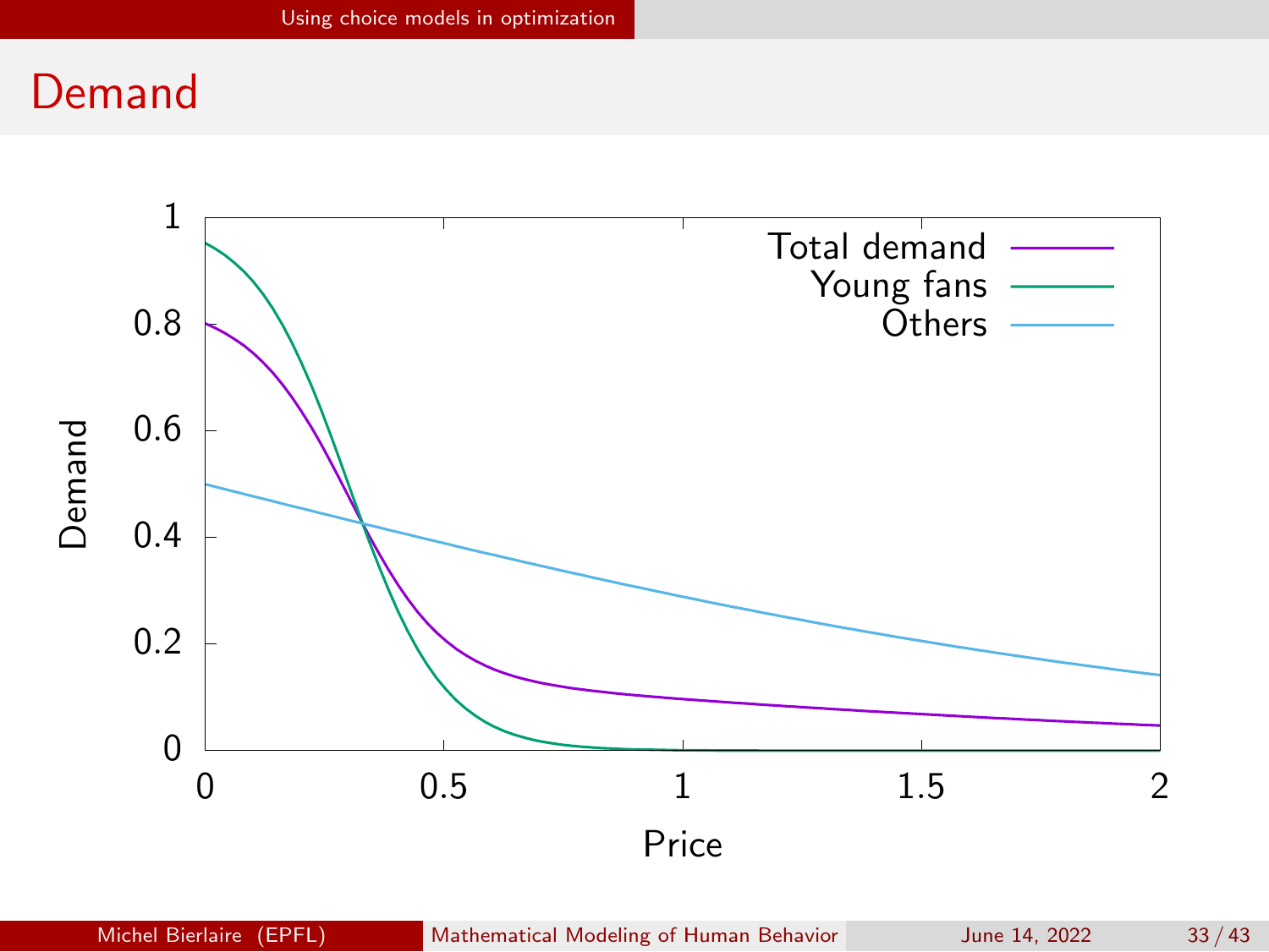# Demand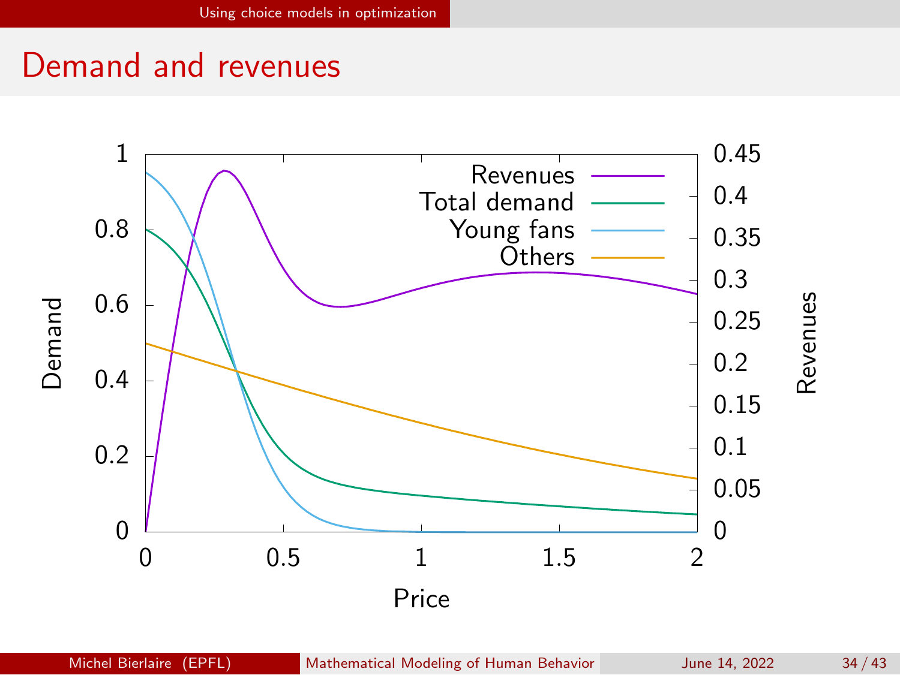# Demand and revenues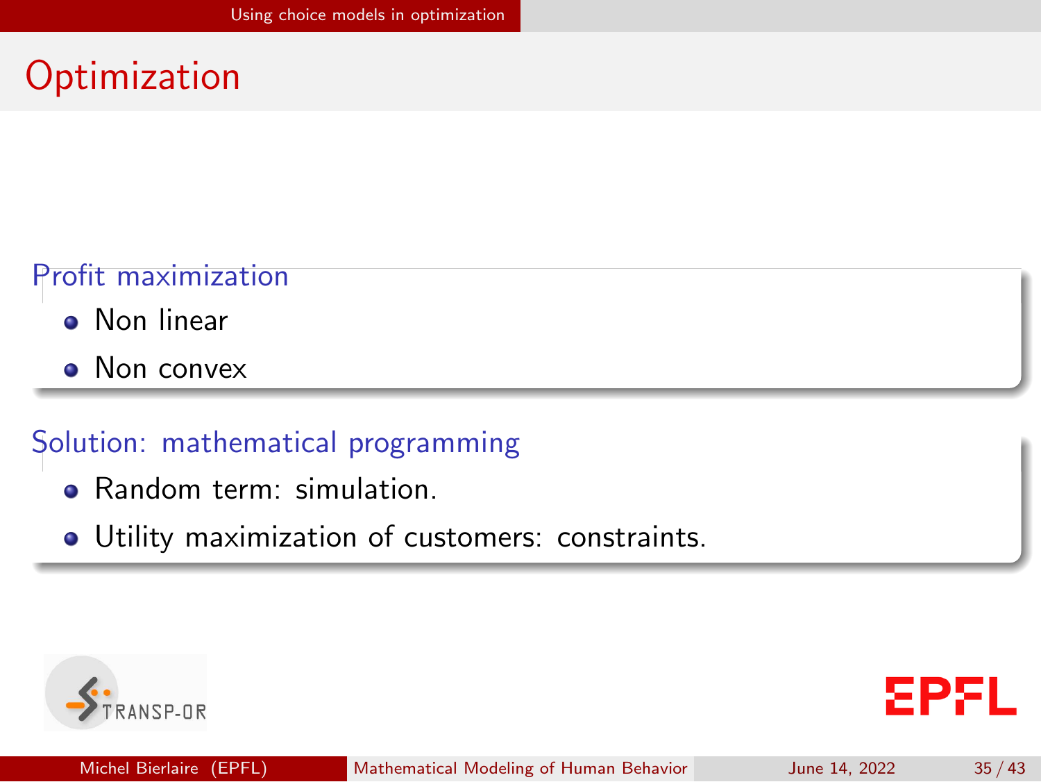# Optimization

### Profit maximization

- Non linear
- Non convex

### Solution: mathematical programming

- Random term: simulation.
- Utility maximization of customers: constraints.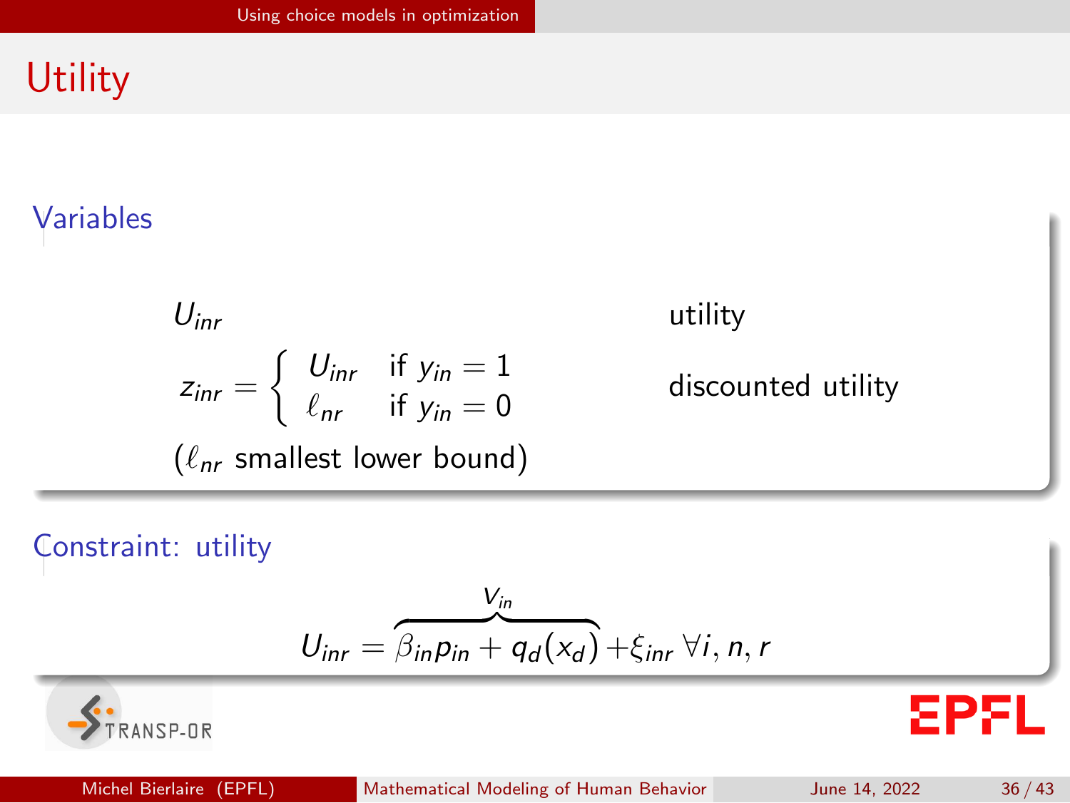# Utility

## Variables

$U_{inr}$ — utility

$$z_{inr} = \begin{cases} U_{inr} & \text{if } y_{in} = 1 \\ \ell_{nr} & \text{if } y_{in} = 0 \end{cases}$$

— discounted utility

($\ell_{nr}$ smallest lower bound)

## Constraint: utility

$$U_{inr} = \overbrace{\beta_{in} p_{in} + q_d(x_d)}^{V_{in}} + \xi_{inr} \; \forall i, n, r$$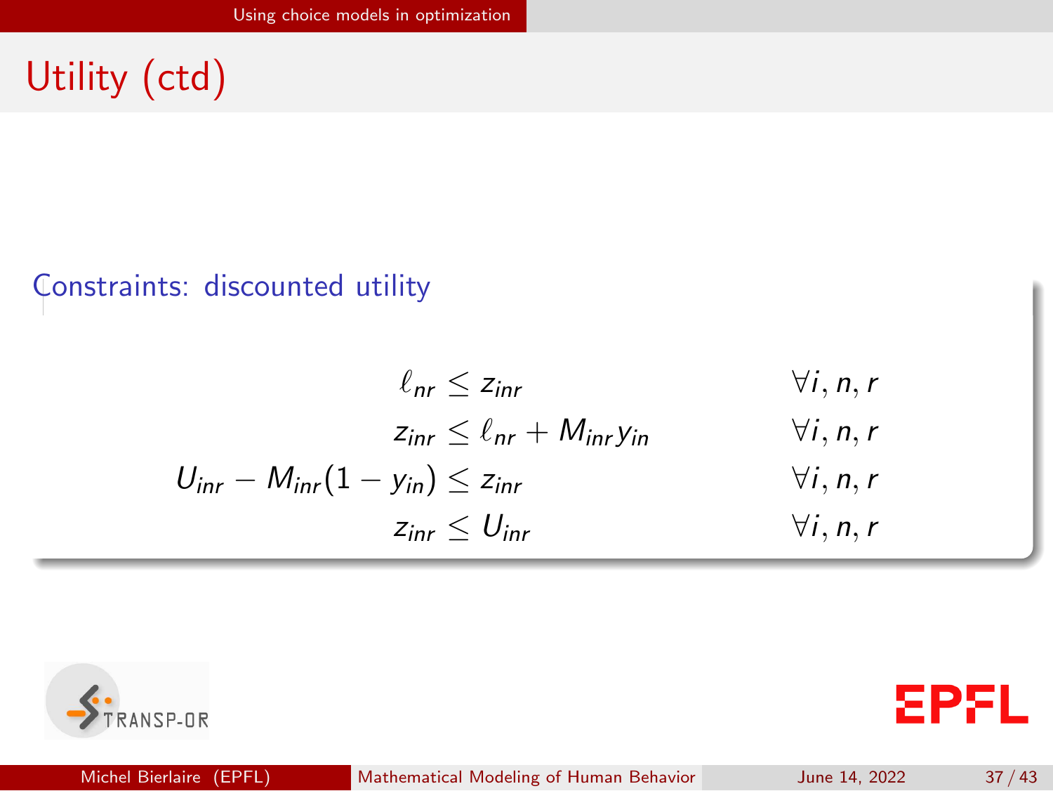# Utility (ctd)

**Constraints: discounted utility**

$$
\begin{aligned}
\ell_{nr} &\leq z_{inr} && \forall i, n, r \\
z_{inr} &\leq \ell_{nr} + M_{inr} y_{in} && \forall i, n, r \\
U_{inr} - M_{inr}(1 - y_{in}) &\leq z_{inr} && \forall i, n, r \\
z_{inr} &\leq U_{inr} && \forall i, n, r
\end{aligned}
$$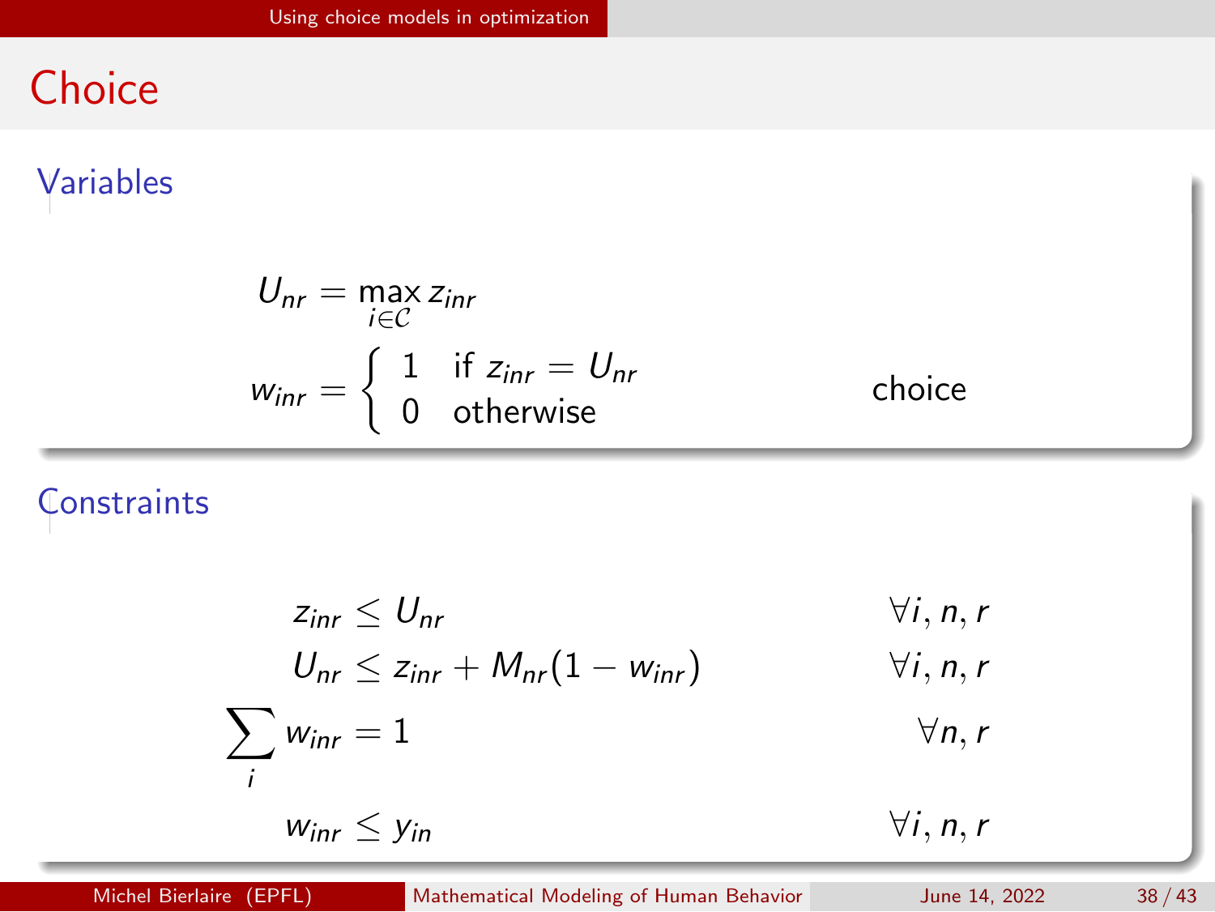# Choice

## Variables

$$U_{nr} = \max_{i \in \mathcal{C}} z_{inr}$$

$$w_{inr} = \begin{cases} 1 & \text{if } z_{inr} = U_{nr} \\ 0 & \text{otherwise} \end{cases} \qquad \text{choice}$$

## Constraints

$$z_{inr} \leq U_{nr} \qquad \forall i, n, r$$

$$U_{nr} \leq z_{inr} + M_{nr}(1 - w_{inr}) \qquad \forall i, n, r$$

$$\sum_i w_{inr} = 1 \qquad \forall n, r$$

$$w_{inr} \leq y_{in} \qquad \forall i, n, r$$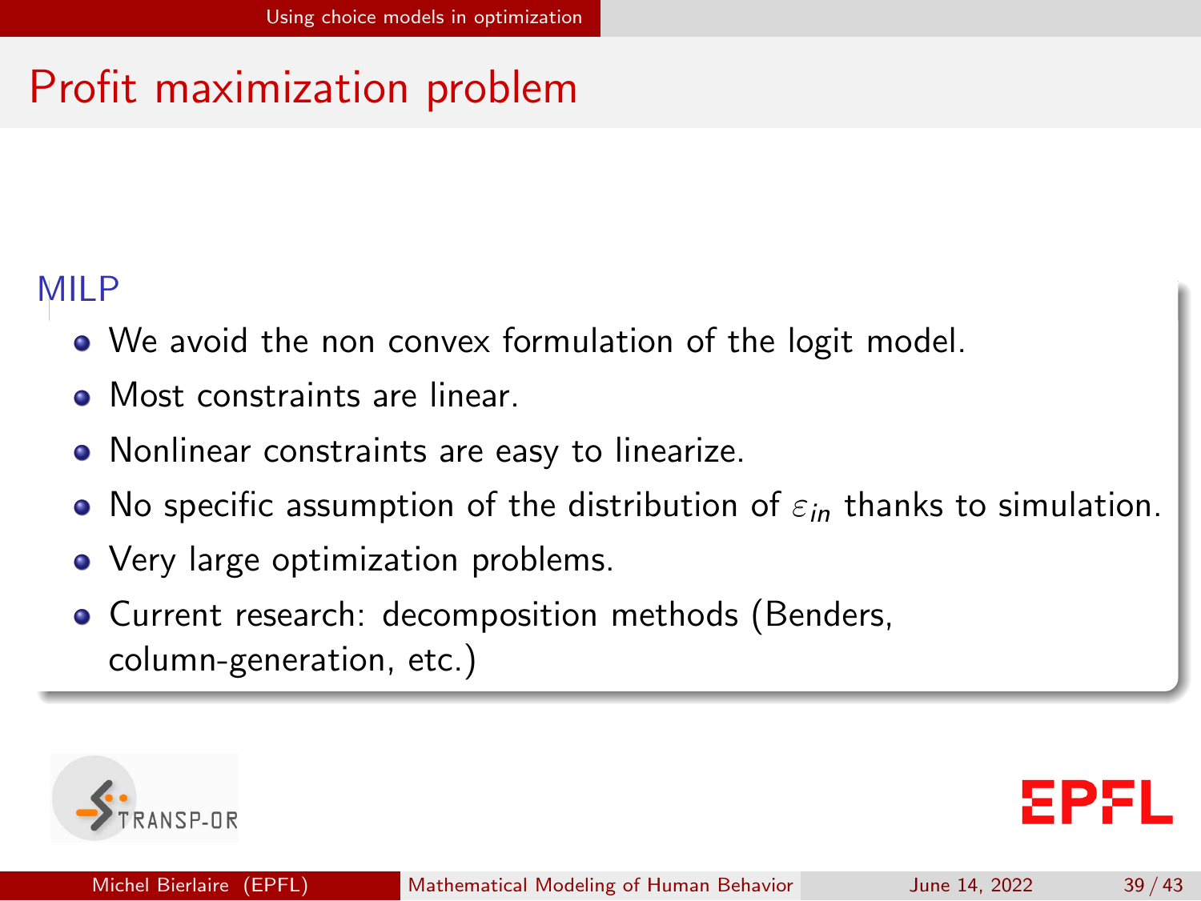# Profit maximization problem

### MILP

- We avoid the non convex formulation of the logit model.
- Most constraints are linear.
- Nonlinear constraints are easy to linearize.
- No specific assumption of the distribution of $\varepsilon_{in}$ thanks to simulation.
- Very large optimization problems.
- Current research: decomposition methods (Benders, column-generation, etc.)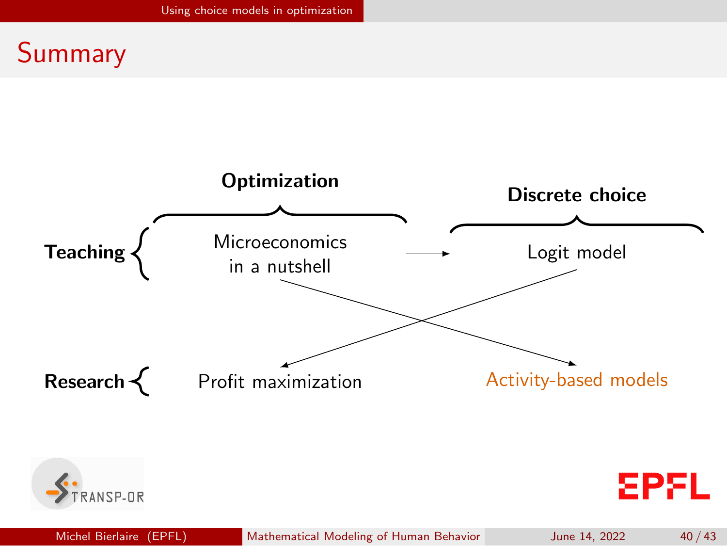# Summary

**Optimization**

**Discrete choice**

**Teaching**

Microeconomics in a nutshell → Logit model

**Research**

Profit maximization

Activity-based models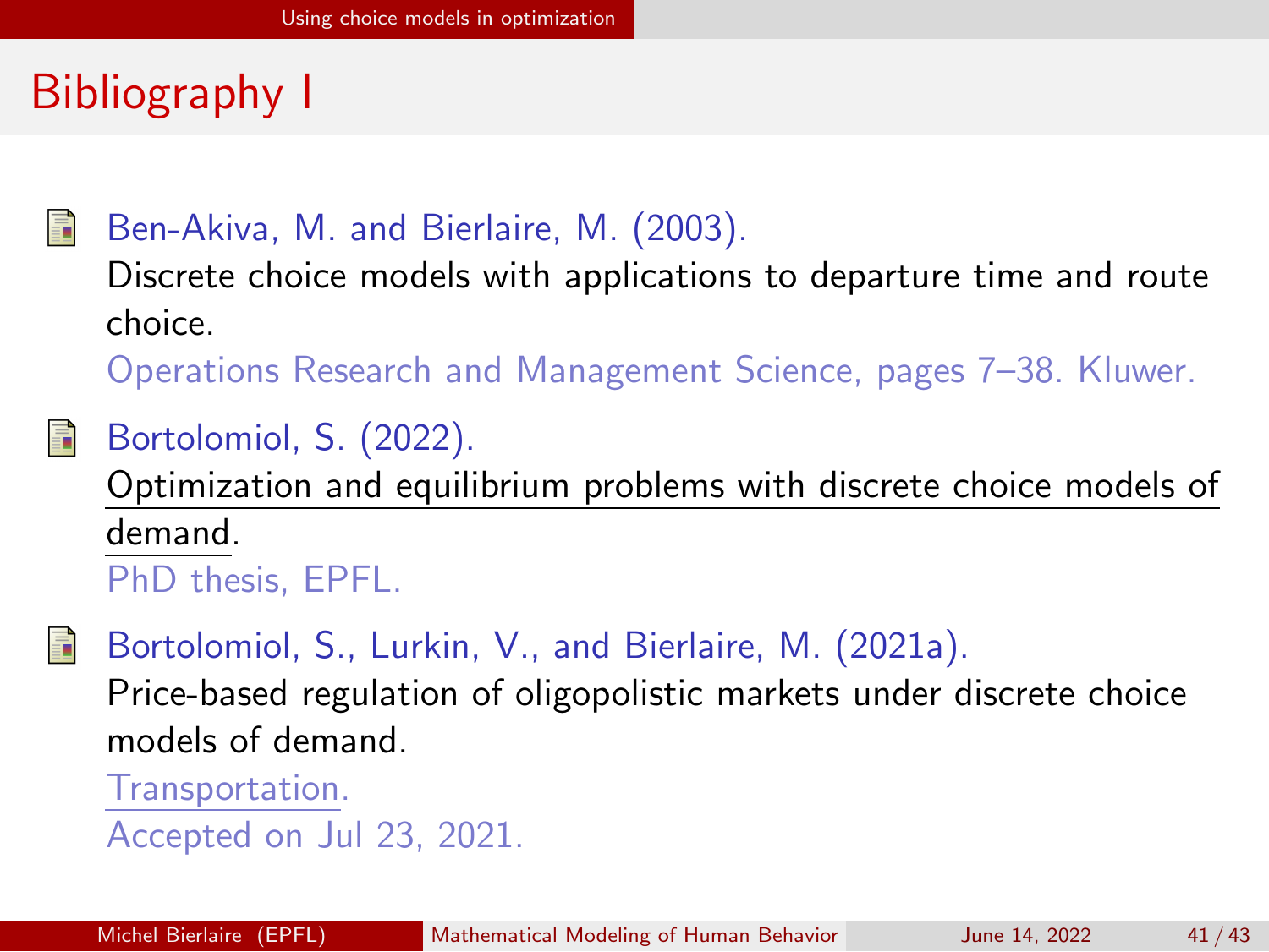# Bibliography I

- Ben-Akiva, M. and Bierlaire, M. (2003).
  Discrete choice models with applications to departure time and route choice.
  Operations Research and Management Science, pages 7–38. Kluwer.

- Bortolomiol, S. (2022).
  Optimization and equilibrium problems with discrete choice models of demand.
  PhD thesis, EPFL.

- Bortolomiol, S., Lurkin, V., and Bierlaire, M. (2021a).
  Price-based regulation of oligopolistic markets under discrete choice models of demand.
  Transportation.
  Accepted on Jul 23, 2021.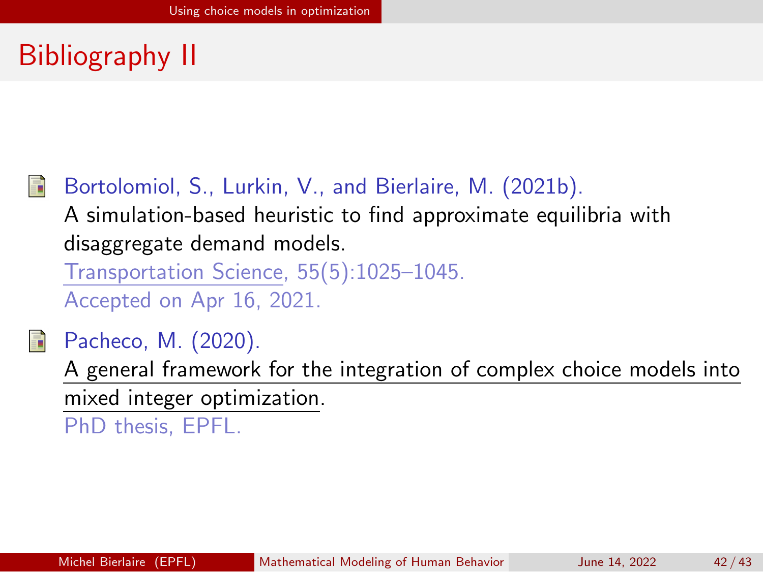# Bibliography II

Bortolomiol, S., Lurkin, V., and Bierlaire, M. (2021b).
A simulation-based heuristic to find approximate equilibria with disaggregate demand models.
Transportation Science, 55(5):1025–1045.
Accepted on Apr 16, 2021.

Pacheco, M. (2020).
A general framework for the integration of complex choice models into mixed integer optimization.
PhD thesis, EPFL.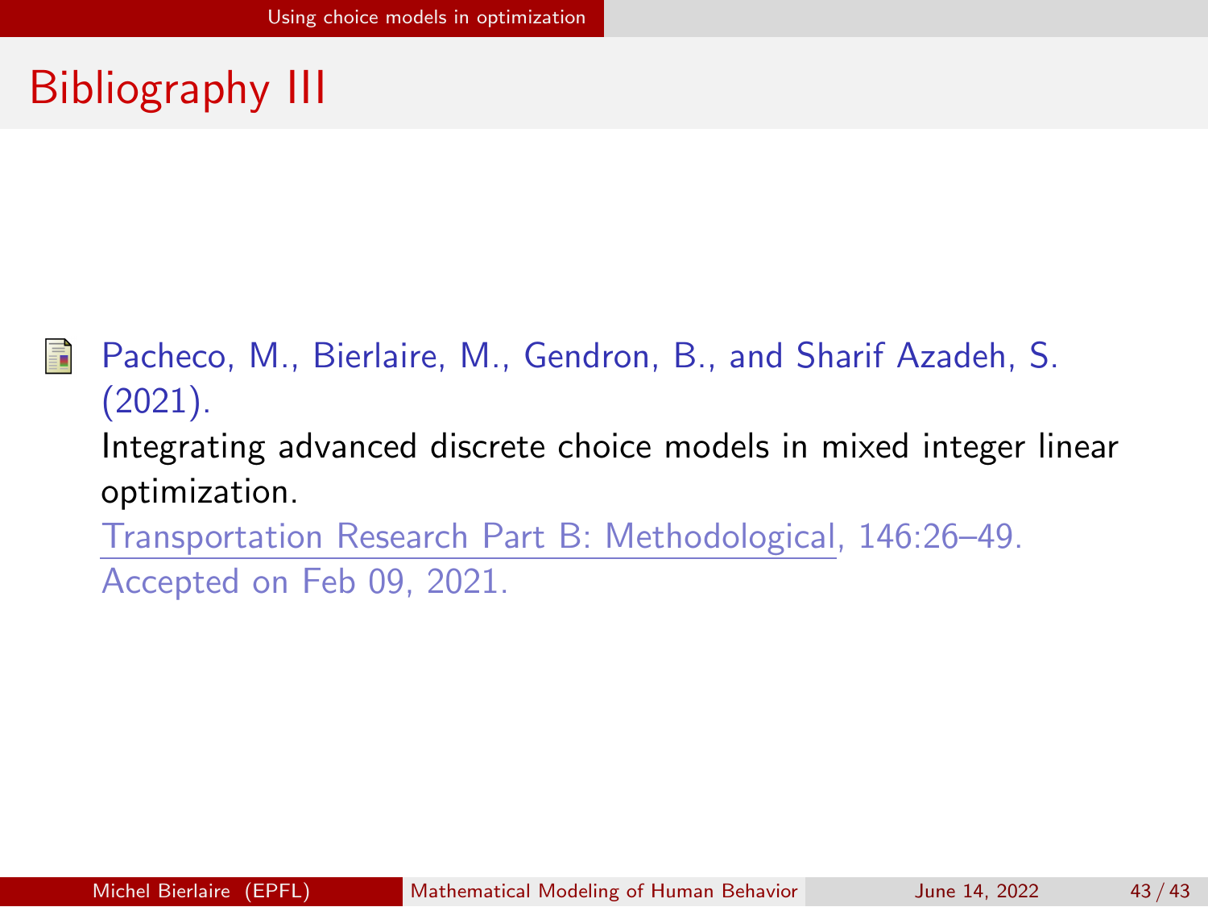# Bibliography III

- Pacheco, M., Bierlaire, M., Gendron, B., and Sharif Azadeh, S. (2021).
  Integrating advanced discrete choice models in mixed integer linear optimization.
  Transportation Research Part B: Methodological, 146:26–49.
  Accepted on Feb 09, 2021.